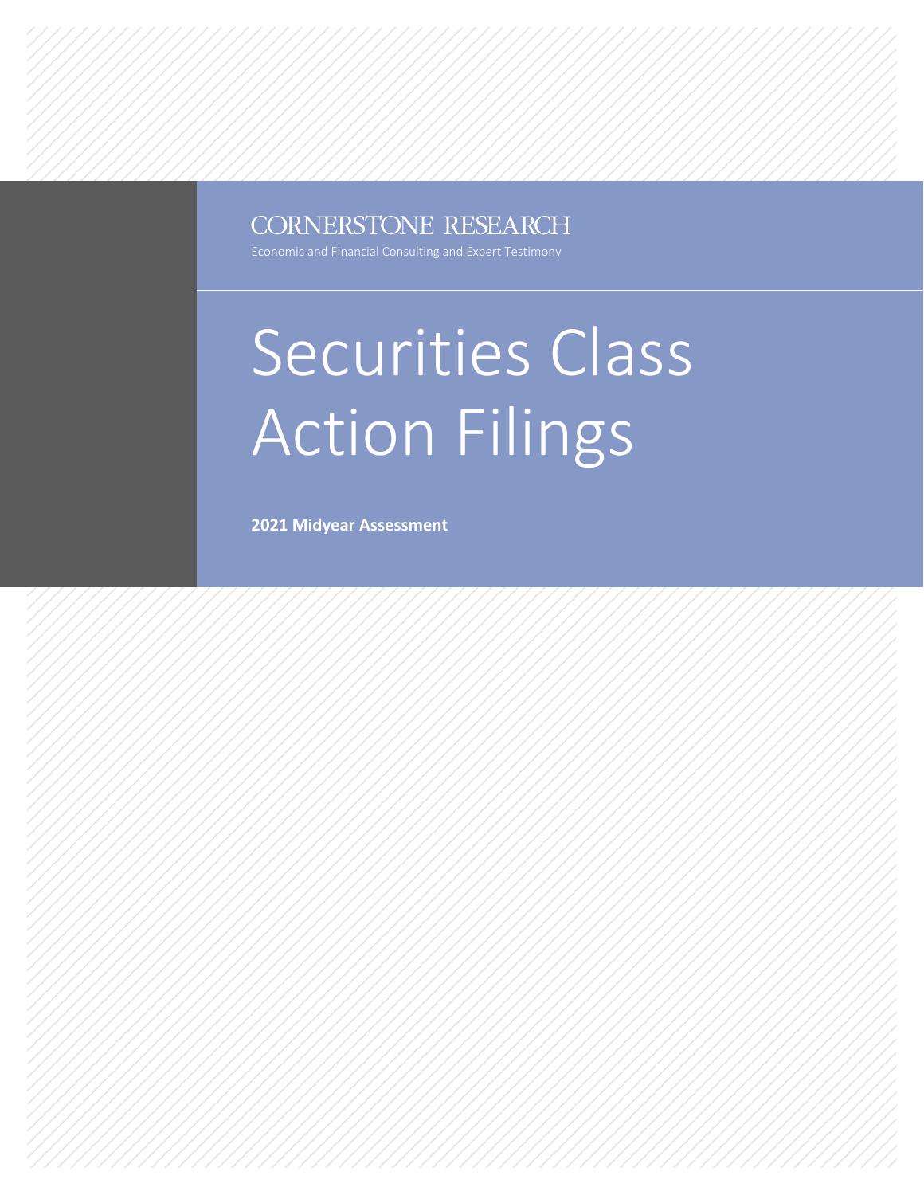CORNERSTONE RESEARCH

Economic and Financial Consulting and Expert Testimony

# Securities Class Action Filings

**2021 Midyear Assessment**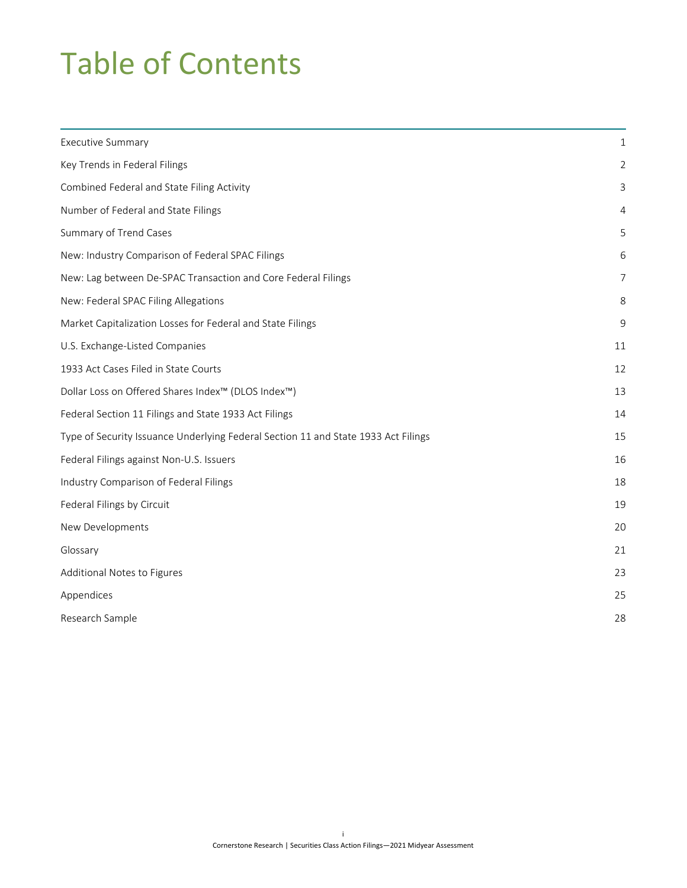# Table of Contents

| | |
|---|---|
| Executive Summary | 1 |
| Key Trends in Federal Filings | 2 |
| Combined Federal and State Filing Activity | 3 |
| Number of Federal and State Filings | 4 |
| Summary of Trend Cases | 5 |
| New: Industry Comparison of Federal SPAC Filings | 6 |
| New: Lag between De-SPAC Transaction and Core Federal Filings | 7 |
| New: Federal SPAC Filing Allegations | 8 |
| Market Capitalization Losses for Federal and State Filings | 9 |
| U.S. Exchange-Listed Companies | 11 |
| 1933 Act Cases Filed in State Courts | 12 |
| Dollar Loss on Offered Shares Index™ (DLOS Index™) | 13 |
| Federal Section 11 Filings and State 1933 Act Filings | 14 |
| Type of Security Issuance Underlying Federal Section 11 and State 1933 Act Filings | 15 |
| Federal Filings against Non-U.S. Issuers | 16 |
| Industry Comparison of Federal Filings | 18 |
| Federal Filings by Circuit | 19 |
| New Developments | 20 |
| Glossary | 21 |
| Additional Notes to Figures | 23 |
| Appendices | 25 |
| Research Sample | 28 |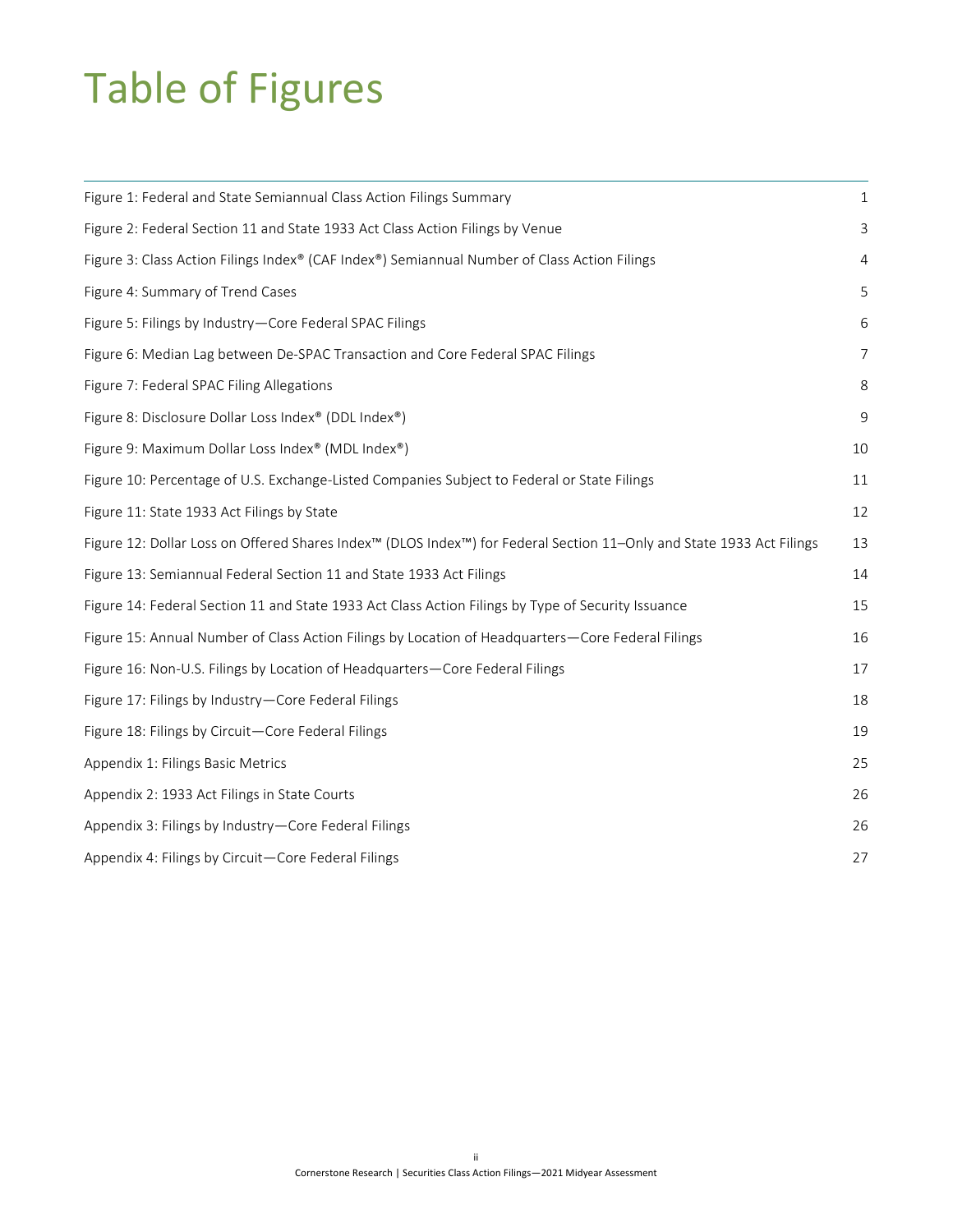# Table of Figures

| | |
|---|---|
| Figure 1: Federal and State Semiannual Class Action Filings Summary | 1 |
| Figure 2: Federal Section 11 and State 1933 Act Class Action Filings by Venue | 3 |
| Figure 3: Class Action Filings Index® (CAF Index®) Semiannual Number of Class Action Filings | 4 |
| Figure 4: Summary of Trend Cases | 5 |
| Figure 5: Filings by Industry—Core Federal SPAC Filings | 6 |
| Figure 6: Median Lag between De-SPAC Transaction and Core Federal SPAC Filings | 7 |
| Figure 7: Federal SPAC Filing Allegations | 8 |
| Figure 8: Disclosure Dollar Loss Index® (DDL Index®) | 9 |
| Figure 9: Maximum Dollar Loss Index® (MDL Index®) | 10 |
| Figure 10: Percentage of U.S. Exchange-Listed Companies Subject to Federal or State Filings | 11 |
| Figure 11: State 1933 Act Filings by State | 12 |
| Figure 12: Dollar Loss on Offered Shares Index™ (DLOS Index™) for Federal Section 11–Only and State 1933 Act Filings | 13 |
| Figure 13: Semiannual Federal Section 11 and State 1933 Act Filings | 14 |
| Figure 14: Federal Section 11 and State 1933 Act Class Action Filings by Type of Security Issuance | 15 |
| Figure 15: Annual Number of Class Action Filings by Location of Headquarters—Core Federal Filings | 16 |
| Figure 16: Non-U.S. Filings by Location of Headquarters—Core Federal Filings | 17 |
| Figure 17: Filings by Industry—Core Federal Filings | 18 |
| Figure 18: Filings by Circuit—Core Federal Filings | 19 |
| Appendix 1: Filings Basic Metrics | 25 |
| Appendix 2: 1933 Act Filings in State Courts | 26 |
| Appendix 3: Filings by Industry—Core Federal Filings | 26 |
| Appendix 4: Filings by Circuit—Core Federal Filings | 27 |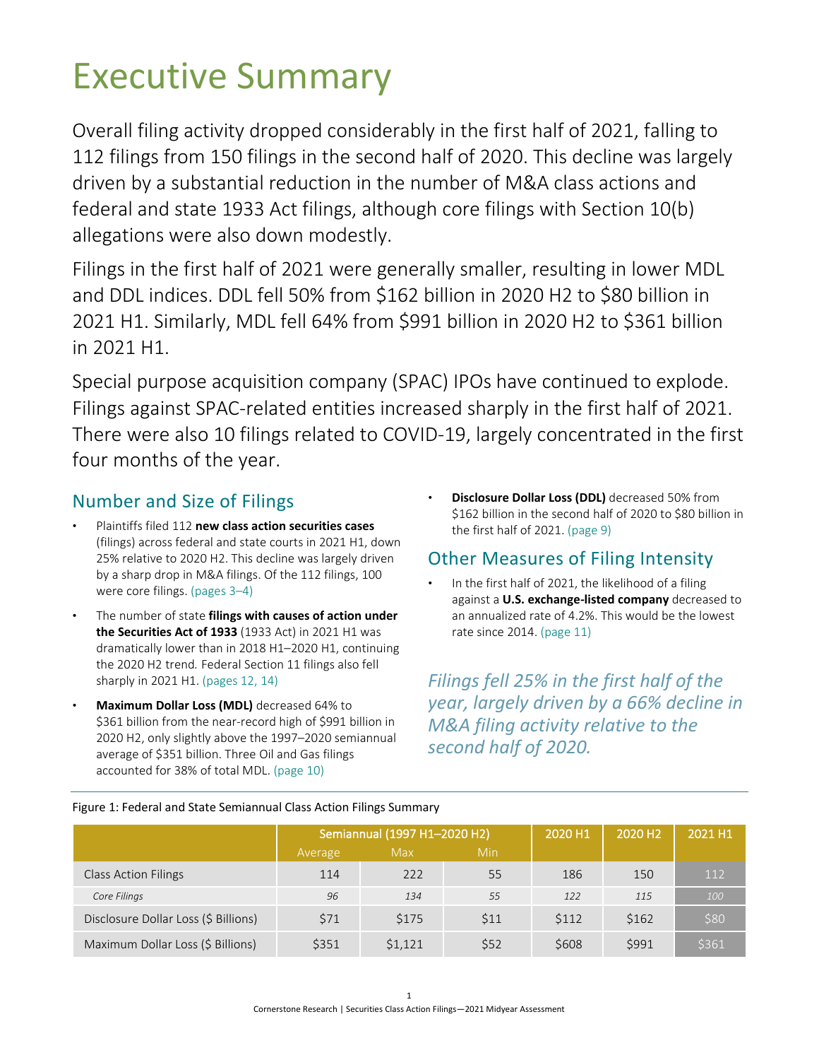# Executive Summary

Overall filing activity dropped considerably in the first half of 2021, falling to 112 filings from 150 filings in the second half of 2020. This decline was largely driven by a substantial reduction in the number of M&A class actions and federal and state 1933 Act filings, although core filings with Section 10(b) allegations were also down modestly.

Filings in the first half of 2021 were generally smaller, resulting in lower MDL and DDL indices. DDL fell 50% from $162 billion in 2020 H2 to $80 billion in 2021 H1. Similarly, MDL fell 64% from $991 billion in 2020 H2 to $361 billion in 2021 H1.

Special purpose acquisition company (SPAC) IPOs have continued to explode. Filings against SPAC-related entities increased sharply in the first half of 2021. There were also 10 filings related to COVID-19, largely concentrated in the first four months of the year.

## Number and Size of Filings

- Plaintiffs filed 112 **new class action securities cases** (filings) across federal and state courts in 2021 H1, down 25% relative to 2020 H2. This decline was largely driven by a sharp drop in M&A filings. Of the 112 filings, 100 were core filings. (pages 3–4)
- The number of state **filings with causes of action under the Securities Act of 1933** (1933 Act) in 2021 H1 was dramatically lower than in 2018 H1–2020 H1, continuing the 2020 H2 trend. Federal Section 11 filings also fell sharply in 2021 H1. (pages 12, 14)
- **Maximum Dollar Loss (MDL)** decreased 64% to $361 billion from the near-record high of $991 billion in 2020 H2, only slightly above the 1997–2020 semiannual average of $351 billion. Three Oil and Gas filings accounted for 38% of total MDL. (page 10)
- **Disclosure Dollar Loss (DDL)** decreased 50% from $162 billion in the second half of 2020 to $80 billion in the first half of 2021. (page 9)

## Other Measures of Filing Intensity

- In the first half of 2021, the likelihood of a filing against a **U.S. exchange-listed company** decreased to an annualized rate of 4.2%. This would be the lowest rate since 2014. (page 11)

*Filings fell 25% in the first half of the year, largely driven by a 66% decline in M&A filing activity relative to the second half of 2020.*

Figure 1: Federal and State Semiannual Class Action Filings Summary

| | Semiannual (1997 H1–2020 H2) | | | 2020 H1 | 2020 H2 | 2021 H1 |
|---|---|---|---|---|---|---|
| | Average | Max | Min | | | |
| Class Action Filings | 114 | 222 | 55 | 186 | 150 | 112 |
| *Core Filings* | *96* | *134* | *55* | *122* | *115* | *100* |
| Disclosure Dollar Loss ($ Billions) | $71 | $175 | $11 | $112 | $162 | $80 |
| Maximum Dollar Loss ($ Billions) | $351 | $1,121 | $52 | $608 | $991 | $361 |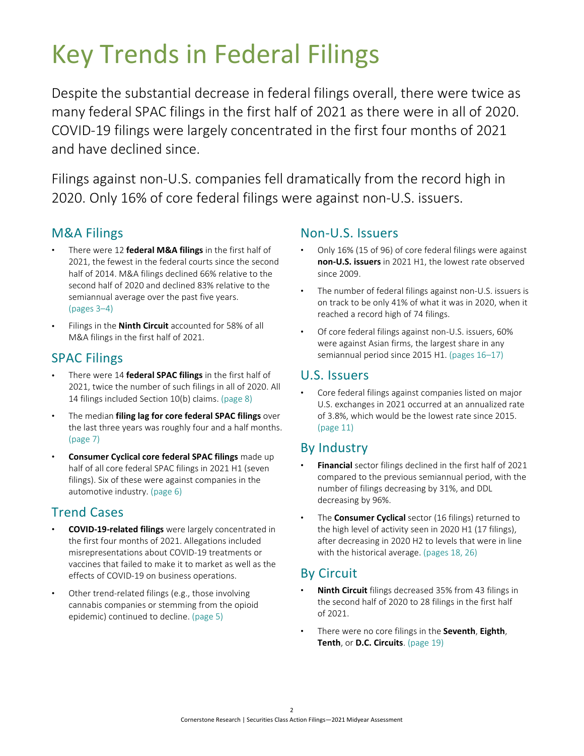# Key Trends in Federal Filings

Despite the substantial decrease in federal filings overall, there were twice as many federal SPAC filings in the first half of 2021 as there were in all of 2020. COVID-19 filings were largely concentrated in the first four months of 2021 and have declined since.

Filings against non-U.S. companies fell dramatically from the record high in 2020. Only 16% of core federal filings were against non-U.S. issuers.

## M&A Filings

- There were 12 **federal M&A filings** in the first half of 2021, the fewest in the federal courts since the second half of 2014. M&A filings declined 66% relative to the second half of 2020 and declined 83% relative to the semiannual average over the past five years. (pages 3–4)
- Filings in the **Ninth Circuit** accounted for 58% of all M&A filings in the first half of 2021.

## SPAC Filings

- There were 14 **federal SPAC filings** in the first half of 2021, twice the number of such filings in all of 2020. All 14 filings included Section 10(b) claims. (page 8)
- The median **filing lag for core federal SPAC filings** over the last three years was roughly four and a half months. (page 7)
- **Consumer Cyclical core federal SPAC filings** made up half of all core federal SPAC filings in 2021 H1 (seven filings). Six of these were against companies in the automotive industry. (page 6)

## Trend Cases

- **COVID-19-related filings** were largely concentrated in the first four months of 2021. Allegations included misrepresentations about COVID-19 treatments or vaccines that failed to make it to market as well as the effects of COVID-19 on business operations.
- Other trend-related filings (e.g., those involving cannabis companies or stemming from the opioid epidemic) continued to decline. (page 5)

## Non-U.S. Issuers

- Only 16% (15 of 96) of core federal filings were against **non-U.S. issuers** in 2021 H1, the lowest rate observed since 2009.
- The number of federal filings against non-U.S. issuers is on track to be only 41% of what it was in 2020, when it reached a record high of 74 filings.
- Of core federal filings against non-U.S. issuers, 60% were against Asian firms, the largest share in any semiannual period since 2015 H1. (pages 16–17)

## U.S. Issuers

- Core federal filings against companies listed on major U.S. exchanges in 2021 occurred at an annualized rate of 3.8%, which would be the lowest rate since 2015. (page 11)

## By Industry

- **Financial** sector filings declined in the first half of 2021 compared to the previous semiannual period, with the number of filings decreasing by 31%, and DDL decreasing by 96%.
- The **Consumer Cyclical** sector (16 filings) returned to the high level of activity seen in 2020 H1 (17 filings), after decreasing in 2020 H2 to levels that were in line with the historical average. (pages 18, 26)

## By Circuit

- **Ninth Circuit** filings decreased 35% from 43 filings in the second half of 2020 to 28 filings in the first half of 2021.
- There were no core filings in the **Seventh**, **Eighth**, **Tenth**, or **D.C. Circuits**. (page 19)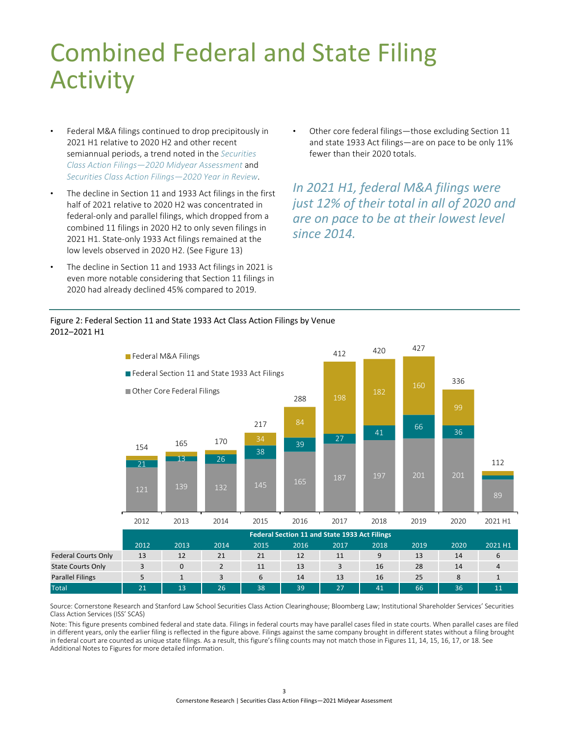# Combined Federal and State Filing Activity

- Federal M&A filings continued to drop precipitously in 2021 H1 relative to 2020 H2 and other recent semiannual periods, a trend noted in the *Securities Class Action Filings—2020 Midyear Assessment* and *Securities Class Action Filings—2020 Year in Review*.
- The decline in Section 11 and 1933 Act filings in the first half of 2021 relative to 2020 H2 was concentrated in federal-only and parallel filings, which dropped from a combined 11 filings in 2020 H2 to only seven filings in 2021 H1. State-only 1933 Act filings remained at the low levels observed in 2020 H2. (See Figure 13)
- The decline in Section 11 and 1933 Act filings in 2021 is even more notable considering that Section 11 filings in 2020 had already declined 45% compared to 2019.
- Other core federal filings—those excluding Section 11 and state 1933 Act filings—are on pace to be only 11% fewer than their 2020 totals.

*In 2021 H1, federal M&A filings were just 12% of their total in all of 2020 and are on pace to be at their lowest level since 2014.*

Figure 2: Federal Section 11 and State 1933 Act Class Action Filings by Venue
2012–2021 H1

| | 2012 | 2013 | 2014 | 2015 | 2016 | 2017 | 2018 | 2019 | 2020 | 2021 H1 |
|---|---|---|---|---|---|---|---|---|---|---|
| Federal M&A Filings | | | | 34 | 84 | 198 | 182 | 160 | 99 | |
| Federal Section 11 and State 1933 Act Filings | 21 | 13 | 26 | 38 | 39 | 27 | 41 | 66 | 36 | |
| Other Core Federal Filings | 121 | 139 | 132 | 145 | 165 | 187 | 197 | 201 | 201 | 89 |
| Total | 154 | 165 | 170 | 217 | 288 | 412 | 420 | 427 | 336 | 112 |

| | Federal Section 11 and State 1933 Act Filings | | | | | | | | | |
|---|---|---|---|---|---|---|---|---|---|---|
| | 2012 | 2013 | 2014 | 2015 | 2016 | 2017 | 2018 | 2019 | 2020 | 2021 H1 |
| Federal Courts Only | 13 | 12 | 21 | 21 | 12 | 11 | 9 | 13 | 14 | 6 |
| State Courts Only | 3 | 0 | 2 | 11 | 13 | 3 | 16 | 28 | 14 | 4 |
| Parallel Filings | 5 | 1 | 3 | 6 | 14 | 13 | 16 | 25 | 8 | 1 |
| Total | 21 | 13 | 26 | 38 | 39 | 27 | 41 | 66 | 36 | 11 |

Source: Cornerstone Research and Stanford Law School Securities Class Action Clearinghouse; Bloomberg Law; Institutional Shareholder Services' Securities Class Action Services (ISS' SCAS)

Note: This figure presents combined federal and state data. Filings in federal courts may have parallel cases filed in state courts. When parallel cases are filed in different years, only the earlier filing is reflected in the figure above. Filings against the same company brought in different states without a filing brought in federal court are counted as unique state filings. As a result, this figure's filing counts may not match those in Figures 11, 14, 15, 16, 17, or 18. See Additional Notes to Figures for more detailed information.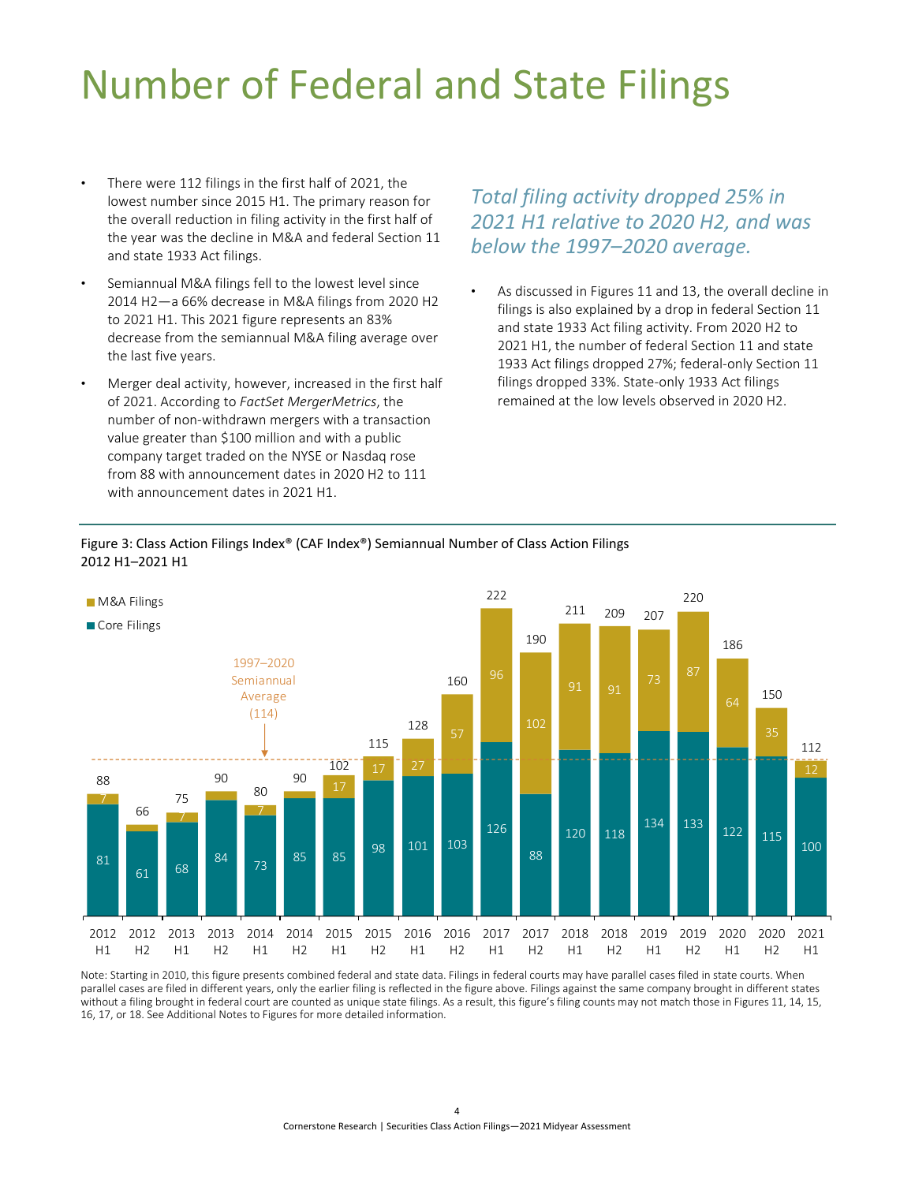# Number of Federal and State Filings

- There were 112 filings in the first half of 2021, the lowest number since 2015 H1. The primary reason for the overall reduction in filing activity in the first half of the year was the decline in M&A and federal Section 11 and state 1933 Act filings.
- Semiannual M&A filings fell to the lowest level since 2014 H2—a 66% decrease in M&A filings from 2020 H2 to 2021 H1. This 2021 figure represents an 83% decrease from the semiannual M&A filing average over the last five years.
- Merger deal activity, however, increased in the first half of 2021. According to *FactSet MergerMetrics*, the number of non-withdrawn mergers with a transaction value greater than $100 million and with a public company target traded on the NYSE or Nasdaq rose from 88 with announcement dates in 2020 H2 to 111 with announcement dates in 2021 H1.

*Total filing activity dropped 25% in 2021 H1 relative to 2020 H2, and was below the 1997–2020 average.*

- As discussed in Figures 11 and 13, the overall decline in filings is also explained by a drop in federal Section 11 and state 1933 Act filing activity. From 2020 H2 to 2021 H1, the number of federal Section 11 and state 1933 Act filings dropped 27%; federal-only Section 11 filings dropped 33%. State-only 1933 Act filings remained at the low levels observed in 2020 H2.

Figure 3: Class Action Filings Index® (CAF Index®) Semiannual Number of Class Action Filings
2012 H1–2021 H1

| Period | Core Filings | M&A Filings | Total |
|---|---|---|---|
| 2012 H1 | 81 | 7 | 88 |
| 2012 H2 | 61 | | 66 |
| 2013 H1 | 68 | 7 | 75 |
| 2013 H2 | 84 | | 90 |
| 2014 H1 | 73 | 7 | 80 |
| 2014 H2 | 85 | | 90 |
| 2015 H1 | 85 | 17 | 102 |
| 2015 H2 | 98 | 17 | 115 |
| 2016 H1 | 101 | 27 | 128 |
| 2016 H2 | 103 | 57 | 160 |
| 2017 H1 | 126 | 96 | 222 |
| 2017 H2 | 88 | 102 | 190 |
| 2018 H1 | 120 | 91 | 211 |
| 2018 H2 | 118 | 91 | 209 |
| 2019 H1 | 134 | 73 | 207 |
| 2019 H2 | 133 | 87 | 220 |
| 2020 H1 | 122 | 64 | 186 |
| 2020 H2 | 115 | 35 | 150 |
| 2021 H1 | 100 | 12 | 112 |

1997–2020 Semiannual Average (114)

Note: Starting in 2010, this figure presents combined federal and state data. Filings in federal courts may have parallel cases filed in state courts. When parallel cases are filed in different years, only the earlier filing is reflected in the figure above. Filings against the same company brought in different states without a filing brought in federal court are counted as unique state filings. As a result, this figure's filing counts may not match those in Figures 11, 14, 15, 16, 17, or 18. See Additional Notes to Figures for more detailed information.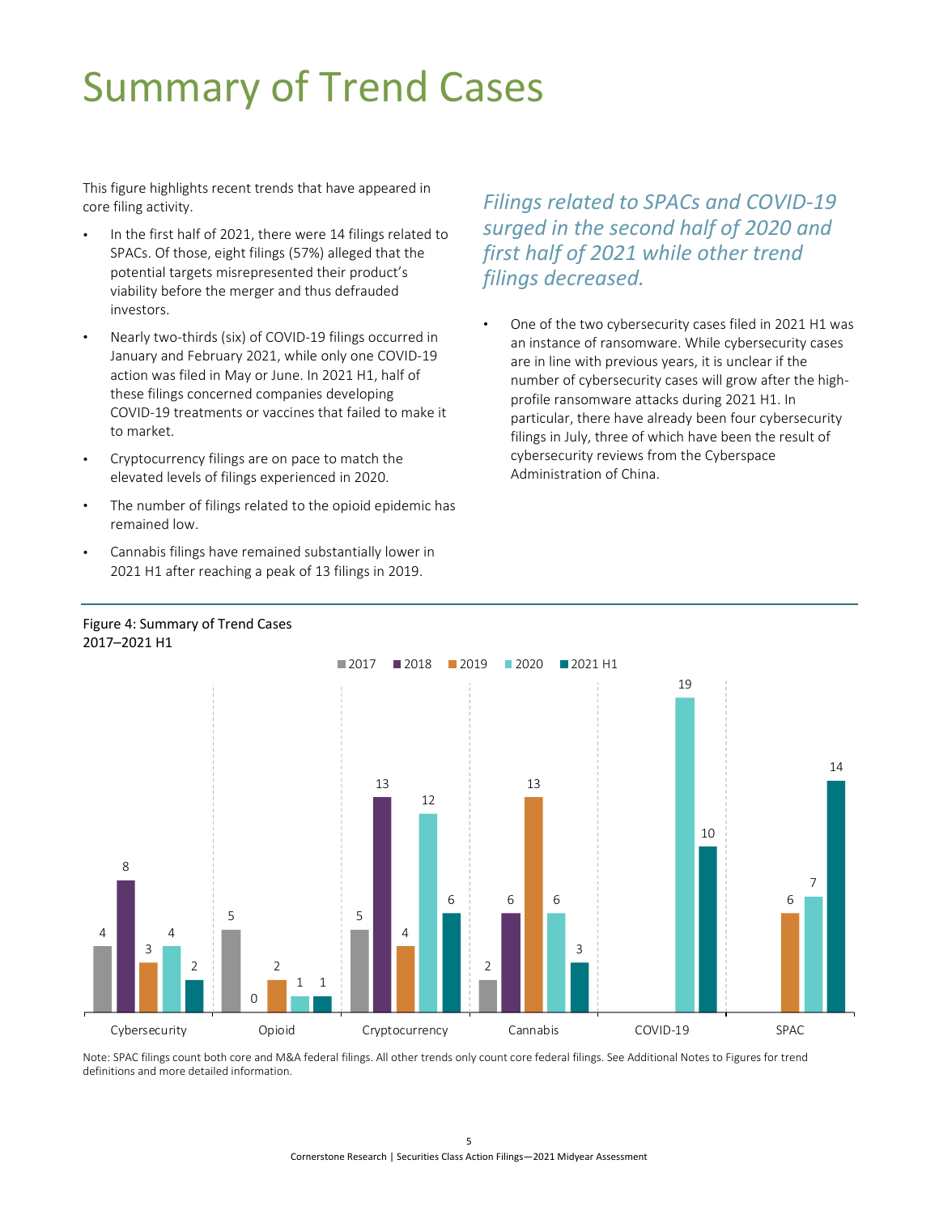# Summary of Trend Cases

This figure highlights recent trends that have appeared in core filing activity.

- In the first half of 2021, there were 14 filings related to SPACs. Of those, eight filings (57%) alleged that the potential targets misrepresented their product's viability before the merger and thus defrauded investors.
- Nearly two-thirds (six) of COVID-19 filings occurred in January and February 2021, while only one COVID-19 action was filed in May or June. In 2021 H1, half of these filings concerned companies developing COVID-19 treatments or vaccines that failed to make it to market.
- Cryptocurrency filings are on pace to match the elevated levels of filings experienced in 2020.
- The number of filings related to the opioid epidemic has remained low.
- Cannabis filings have remained substantially lower in 2021 H1 after reaching a peak of 13 filings in 2019.

*Filings related to SPACs and COVID-19 surged in the second half of 2020 and first half of 2021 while other trend filings decreased.*

- One of the two cybersecurity cases filed in 2021 H1 was an instance of ransomware. While cybersecurity cases are in line with previous years, it is unclear if the number of cybersecurity cases will grow after the high-profile ransomware attacks during 2021 H1. In particular, there have already been four cybersecurity filings in July, three of which have been the result of cybersecurity reviews from the Cyberspace Administration of China.

Figure 4: Summary of Trend Cases
2017–2021 H1

| | 2017 | 2018 | 2019 | 2020 | 2021 H1 |
|---|---|---|---|---|---|
| Cybersecurity | 4 | 8 | 3 | 4 | 2 |
| Opioid | 5 | 0 | 2 | 1 | 1 |
| Cryptocurrency | 5 | 13 | 4 | 12 | 6 |
| Cannabis | 2 | 6 | 13 | 6 | 3 |
| COVID-19 | | | | 19 | 10 |
| SPAC | | | 6 | 7 | 14 |

Note: SPAC filings count both core and M&A federal filings. All other trends only count core federal filings. See Additional Notes to Figures for trend definitions and more detailed information.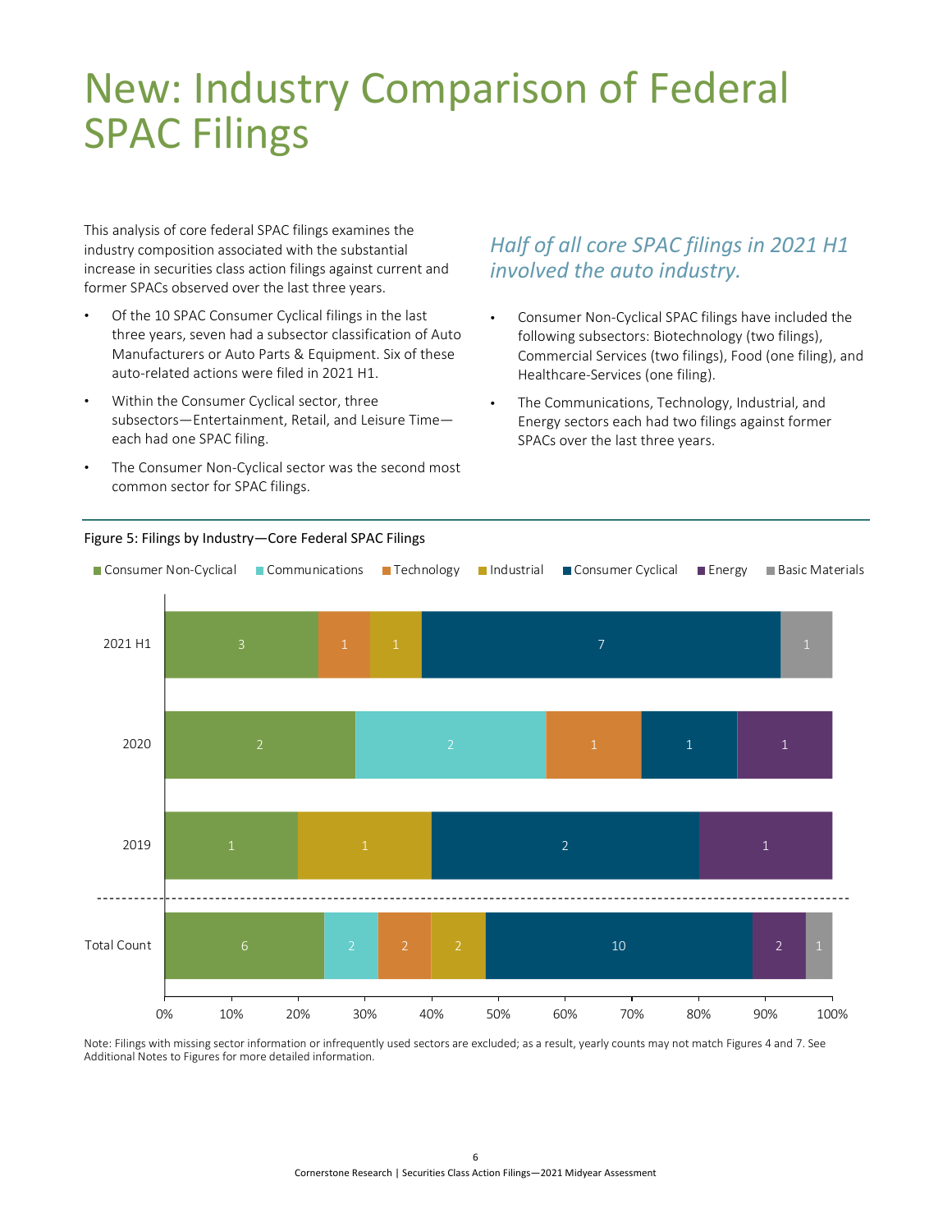# New: Industry Comparison of Federal SPAC Filings

This analysis of core federal SPAC filings examines the industry composition associated with the substantial increase in securities class action filings against current and former SPACs observed over the last three years.

- Of the 10 SPAC Consumer Cyclical filings in the last three years, seven had a subsector classification of Auto Manufacturers or Auto Parts & Equipment. Six of these auto-related actions were filed in 2021 H1.
- Within the Consumer Cyclical sector, three subsectors—Entertainment, Retail, and Leisure Time—each had one SPAC filing.
- The Consumer Non-Cyclical sector was the second most common sector for SPAC filings.

*Half of all core SPAC filings in 2021 H1 involved the auto industry.*

- Consumer Non-Cyclical SPAC filings have included the following subsectors: Biotechnology (two filings), Commercial Services (two filings), Food (one filing), and Healthcare-Services (one filing).
- The Communications, Technology, Industrial, and Energy sectors each had two filings against former SPACs over the last three years.

Figure 5: Filings by Industry—Core Federal SPAC Filings

| | Consumer Non-Cyclical | Communications | Technology | Industrial | Consumer Cyclical | Energy | Basic Materials |
|---|---|---|---|---|---|---|---|
| 2021 H1 | 3 | | 1 | 1 | 7 | | 1 |
| 2020 | 2 | 2 | 1 | | 1 | 1 | |
| 2019 | 1 | | | 1 | 2 | 1 | |
| Total Count | 6 | 2 | 2 | 2 | 10 | 2 | 1 |

Note: Filings with missing sector information or infrequently used sectors are excluded; as a result, yearly counts may not match Figures 4 and 7. See Additional Notes to Figures for more detailed information.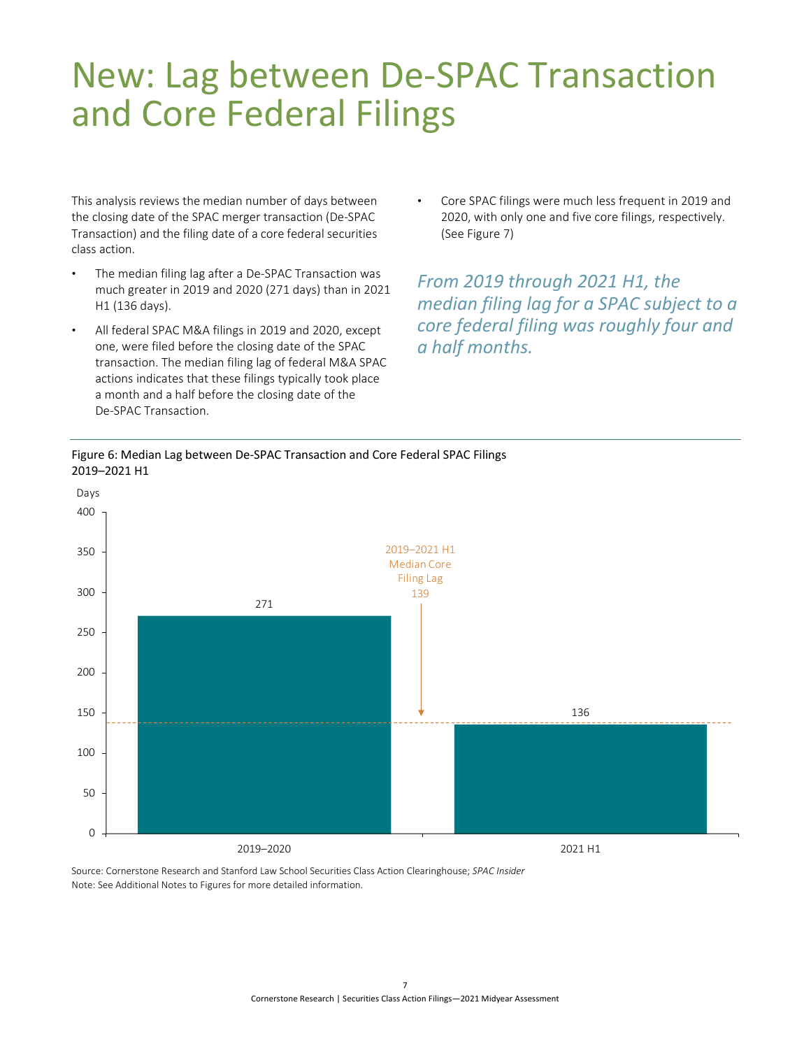# New: Lag between De-SPAC Transaction and Core Federal Filings

This analysis reviews the median number of days between the closing date of the SPAC merger transaction (De-SPAC Transaction) and the filing date of a core federal securities class action.

- The median filing lag after a De-SPAC Transaction was much greater in 2019 and 2020 (271 days) than in 2021 H1 (136 days).
- All federal SPAC M&A filings in 2019 and 2020, except one, were filed before the closing date of the SPAC transaction. The median filing lag of federal M&A SPAC actions indicates that these filings typically took place a month and a half before the closing date of the De-SPAC Transaction.
- Core SPAC filings were much less frequent in 2019 and 2020, with only one and five core filings, respectively. (See Figure 7)

*From 2019 through 2021 H1, the median filing lag for a SPAC subject to a core federal filing was roughly four and a half months.*

Figure 6: Median Lag between De-SPAC Transaction and Core Federal SPAC Filings 2019–2021 H1

| Period | Days |
|---|---|
| 2019–2020 | 271 |
| 2021 H1 | 136 |

2019–2021 H1 Median Core Filing Lag: 139

Source: Cornerstone Research and Stanford Law School Securities Class Action Clearinghouse; *SPAC Insider*
Note: See Additional Notes to Figures for more detailed information.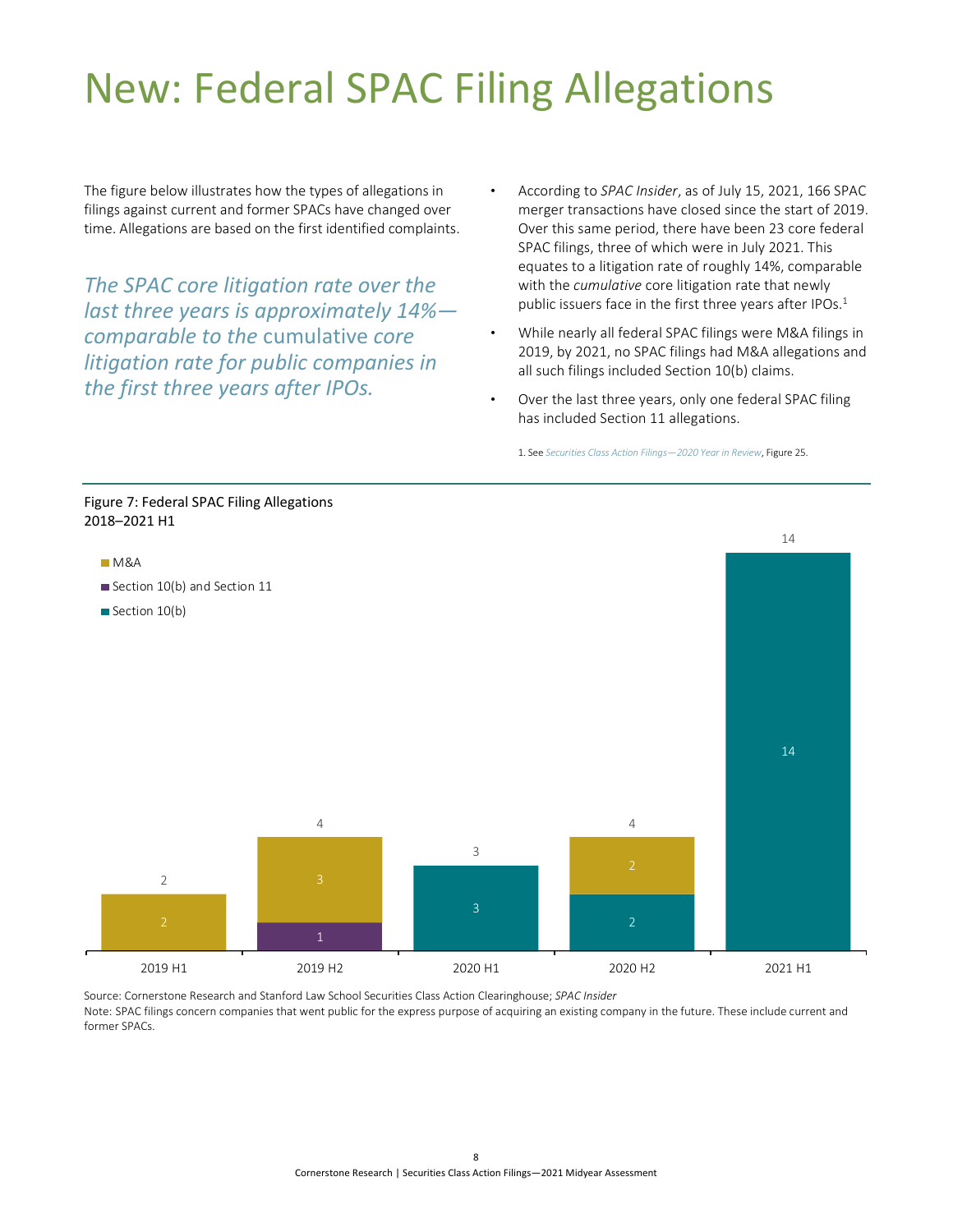# New: Federal SPAC Filing Allegations

The figure below illustrates how the types of allegations in filings against current and former SPACs have changed over time. Allegations are based on the first identified complaints.

*The SPAC core litigation rate over the last three years is approximately 14%—comparable to the* cumulative *core litigation rate for public companies in the first three years after IPOs.*

- According to *SPAC Insider*, as of July 15, 2021, 166 SPAC merger transactions have closed since the start of 2019. Over this same period, there have been 23 core federal SPAC filings, three of which were in July 2021. This equates to a litigation rate of roughly 14%, comparable with the *cumulative* core litigation rate that newly public issuers face in the first three years after IPOs.[1]
- While nearly all federal SPAC filings were M&A filings in 2019, by 2021, no SPAC filings had M&A allegations and all such filings included Section 10(b) claims.
- Over the last three years, only one federal SPAC filing has included Section 11 allegations.

1. See *Securities Class Action Filings—2020 Year in Review*, Figure 25.

Figure 7: Federal SPAC Filing Allegations
2018–2021 H1

| | 2019 H1 | 2019 H2 | 2020 H1 | 2020 H2 | 2021 H1 |
|---|---|---|---|---|---|
| M&A | 2 | 3 | | 2 | |
| Section 10(b) and Section 11 | | 1 | | | |
| Section 10(b) | | | 3 | 2 | 14 |
| Total | 2 | 4 | 3 | 4 | 14 |

Source: Cornerstone Research and Stanford Law School Securities Class Action Clearinghouse; *SPAC Insider*
Note: SPAC filings concern companies that went public for the express purpose of acquiring an existing company in the future. These include current and former SPACs.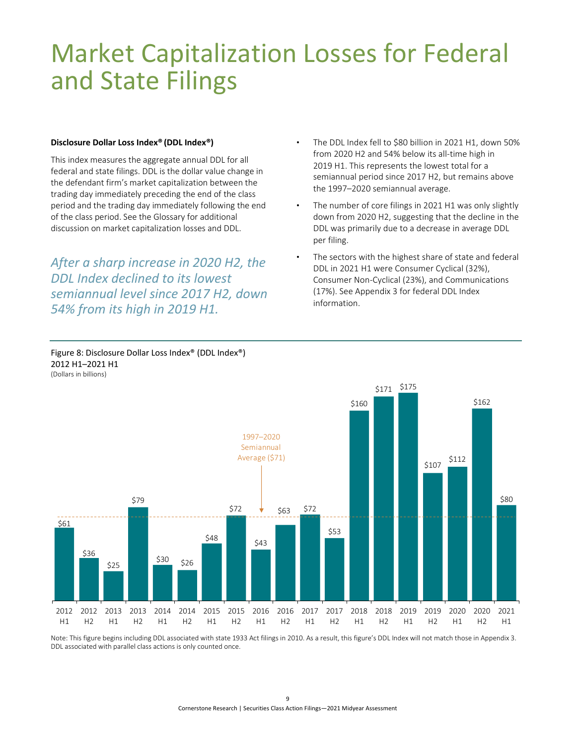# Market Capitalization Losses for Federal and State Filings

**Disclosure Dollar Loss Index® (DDL Index®)**

This index measures the aggregate annual DDL for all federal and state filings. DDL is the dollar value change in the defendant firm's market capitalization between the trading day immediately preceding the end of the class period and the trading day immediately following the end of the class period. See the Glossary for additional discussion on market capitalization losses and DDL.

*After a sharp increase in 2020 H2, the DDL Index declined to its lowest semiannual level since 2017 H2, down 54% from its high in 2019 H1.*

- The DDL Index fell to $80 billion in 2021 H1, down 50% from 2020 H2 and 54% below its all-time high in 2019 H1. This represents the lowest total for a semiannual period since 2017 H2, but remains above the 1997–2020 semiannual average.
- The number of core filings in 2021 H1 was only slightly down from 2020 H2, suggesting that the decline in the DDL was primarily due to a decrease in average DDL per filing.
- The sectors with the highest share of state and federal DDL in 2021 H1 were Consumer Cyclical (32%), Consumer Non-Cyclical (23%), and Communications (17%). See Appendix 3 for federal DDL Index information.

Figure 8: Disclosure Dollar Loss Index® (DDL Index®)
2012 H1–2021 H1
(Dollars in billions)

| Period | DDL Index |
|---|---|
| 2012 H1 | $61 |
| 2012 H2 | $36 |
| 2013 H1 | $25 |
| 2013 H2 | $79 |
| 2014 H1 | $30 |
| 2014 H2 | $26 |
| 2015 H1 | $48 |
| 2015 H2 | $72 |
| 2016 H1 | $43 |
| 2016 H2 | $63 |
| 2017 H1 | $72 |
| 2017 H2 | $53 |
| 2018 H1 | $160 |
| 2018 H2 | $171 |
| 2019 H1 | $175 |
| 2019 H2 | $107 |
| 2020 H1 | $112 |
| 2020 H2 | $162 |
| 2021 H1 | $80 |

1997–2020 Semiannual Average ($71)

Note: This figure begins including DDL associated with state 1933 Act filings in 2010. As a result, this figure's DDL Index will not match those in Appendix 3. DDL associated with parallel class actions is only counted once.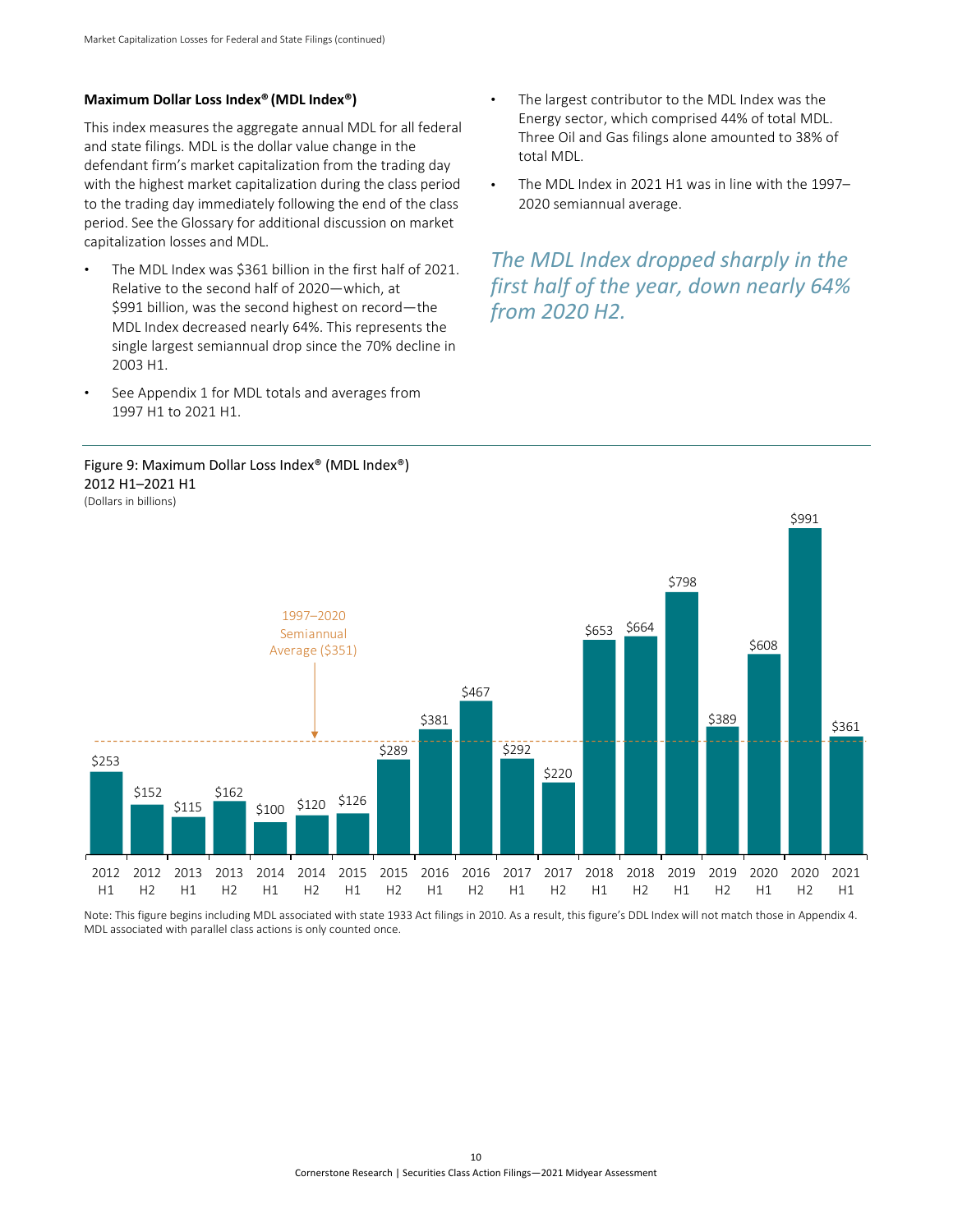### Maximum Dollar Loss Index® (MDL Index®)

This index measures the aggregate annual MDL for all federal and state filings. MDL is the dollar value change in the defendant firm's market capitalization from the trading day with the highest market capitalization during the class period to the trading day immediately following the end of the class period. See the Glossary for additional discussion on market capitalization losses and MDL.

- The MDL Index was $361 billion in the first half of 2021. Relative to the second half of 2020—which, at $991 billion, was the second highest on record—the MDL Index decreased nearly 64%. This represents the single largest semiannual drop since the 70% decline in 2003 H1.
- See Appendix 1 for MDL totals and averages from 1997 H1 to 2021 H1.
- The largest contributor to the MDL Index was the Energy sector, which comprised 44% of total MDL. Three Oil and Gas filings alone amounted to 38% of total MDL.
- The MDL Index in 2021 H1 was in line with the 1997–2020 semiannual average.

*The MDL Index dropped sharply in the first half of the year, down nearly 64% from 2020 H2.*

Figure 9: Maximum Dollar Loss Index® (MDL Index®)
2012 H1–2021 H1
(Dollars in billions)

| Period | MDL Index |
|---|---|
| 2012 H1 | $253 |
| 2012 H2 | $152 |
| 2013 H1 | $115 |
| 2013 H2 | $162 |
| 2014 H1 | $100 |
| 2014 H2 | $120 |
| 2015 H1 | $126 |
| 2015 H2 | $289 |
| 2016 H1 | $381 |
| 2016 H2 | $467 |
| 2017 H1 | $292 |
| 2017 H2 | $220 |
| 2018 H1 | $653 |
| 2018 H2 | $664 |
| 2019 H1 | $798 |
| 2019 H2 | $389 |
| 2020 H1 | $608 |
| 2020 H2 | $991 |
| 2021 H1 | $361 |

1997–2020 Semiannual Average ($351)

Note: This figure begins including MDL associated with state 1933 Act filings in 2010. As a result, this figure's DDL Index will not match those in Appendix 4. MDL associated with parallel class actions is only counted once.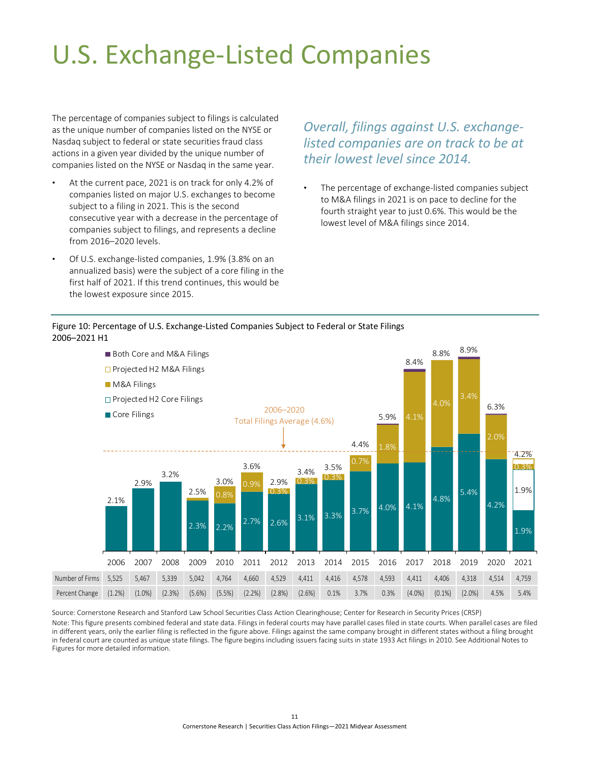# U.S. Exchange-Listed Companies

The percentage of companies subject to filings is calculated as the unique number of companies listed on the NYSE or Nasdaq subject to federal or state securities fraud class actions in a given year divided by the unique number of companies listed on the NYSE or Nasdaq in the same year.

- At the current pace, 2021 is on track for only 4.2% of companies listed on major U.S. exchanges to become subject to a filing in 2021. This is the second consecutive year with a decrease in the percentage of companies subject to filings, and represents a decline from 2016–2020 levels.
- Of U.S. exchange-listed companies, 1.9% (3.8% on an annualized basis) were the subject of a core filing in the first half of 2021. If this trend continues, this would be the lowest exposure since 2015.

*Overall, filings against U.S. exchange-listed companies are on track to be at their lowest level since 2014.*

- The percentage of exchange-listed companies subject to M&A filings in 2021 is on pace to decline for the fourth straight year to just 0.6%. This would be the lowest level of M&A filings since 2014.

Figure 10: Percentage of U.S. Exchange-Listed Companies Subject to Federal or State Filings
2006–2021 H1

| | 2006 | 2007 | 2008 | 2009 | 2010 | 2011 | 2012 | 2013 | 2014 | 2015 | 2016 | 2017 | 2018 | 2019 | 2020 | 2021 |
|---|---|---|---|---|---|---|---|---|---|---|---|---|---|---|---|---|
| Total | 2.1% | 2.9% | 3.2% | 2.5% | 3.0% | 3.6% | 2.9% | 3.4% | 3.5% | 4.4% | 5.9% | 8.4% | 8.8% | 8.9% | 6.3% | 4.2% |
| Core Filings | | | | 2.3% | 2.2% | 2.7% | 2.6% | 3.1% | 3.3% | 3.7% | 4.0% | 4.1% | 4.8% | 5.4% | 4.2% | 1.9% |
| Projected H2 Core Filings | | | | | | | | | | | | | | | | 1.9% |
| M&A Filings | | | | | 0.8% | 0.9% | 0.3% | 0.3% | 0.3% | 0.7% | 1.8% | 4.1% | 4.0% | 3.4% | 2.0% | 0.3% |
| Number of Firms | 5,525 | 5,467 | 5,339 | 5,042 | 4,764 | 4,660 | 4,529 | 4,411 | 4,416 | 4,578 | 4,593 | 4,411 | 4,406 | 4,318 | 4,514 | 4,759 |
| Percent Change | (1.2%) | (1.0%) | (2.3%) | (5.6%) | (5.5%) | (2.2%) | (2.8%) | (2.6%) | 0.1% | 3.7% | 0.3% | (4.0%) | (0.1%) | (2.0%) | 4.5% | 5.4% |

2006–2020 Total Filings Average (4.6%)

Legend: Both Core and M&A Filings; Projected H2 M&A Filings; M&A Filings; Projected H2 Core Filings; Core Filings

Source: Cornerstone Research and Stanford Law School Securities Class Action Clearinghouse; Center for Research in Security Prices (CRSP)

Note: This figure presents combined federal and state data. Filings in federal courts may have parallel cases filed in state courts. When parallel cases are filed in different years, only the earlier filing is reflected in the figure above. Filings against the same company brought in different states without a filing brought in federal court are counted as unique state filings. The figure begins including issuers facing suits in state 1933 Act filings in 2010. See Additional Notes to Figures for more detailed information.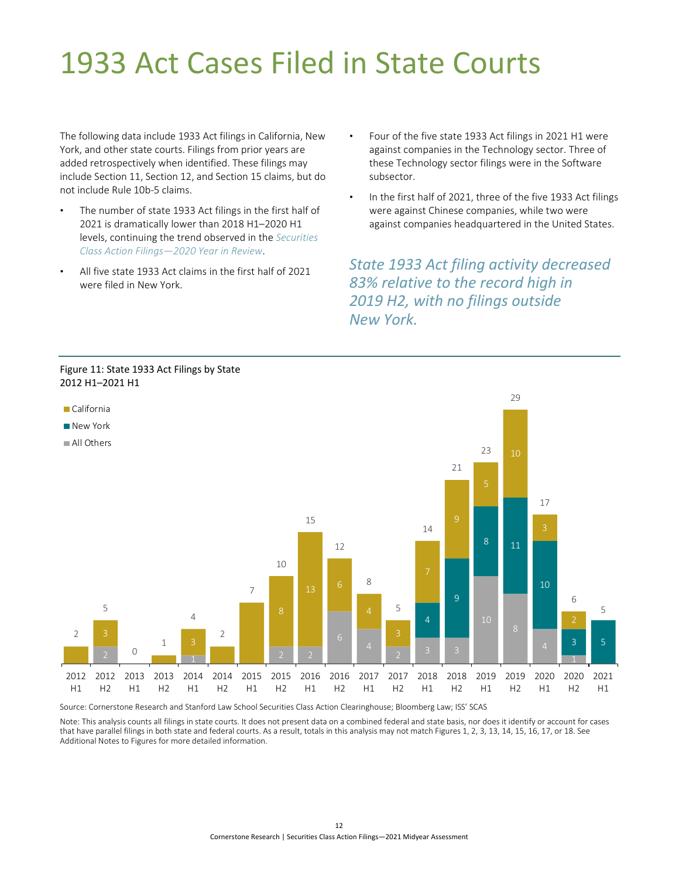# 1933 Act Cases Filed in State Courts

The following data include 1933 Act filings in California, New York, and other state courts. Filings from prior years are added retrospectively when identified. These filings may include Section 11, Section 12, and Section 15 claims, but do not include Rule 10b-5 claims.

- The number of state 1933 Act filings in the first half of 2021 is dramatically lower than 2018 H1–2020 H1 levels, continuing the trend observed in the *Securities Class Action Filings—2020 Year in Review*.
- All five state 1933 Act claims in the first half of 2021 were filed in New York.
- Four of the five state 1933 Act filings in 2021 H1 were against companies in the Technology sector. Three of these Technology sector filings were in the Software subsector.
- In the first half of 2021, three of the five 1933 Act filings were against Chinese companies, while two were against companies headquartered in the United States.

*State 1933 Act filing activity decreased 83% relative to the record high in 2019 H2, with no filings outside New York.*

Figure 11: State 1933 Act Filings by State
2012 H1–2021 H1

| Period | California | New York | All Others | Total |
|---|---|---|---|---|
| 2012 H1 | 2 | | | 2 |
| 2012 H2 | 3 | | 2 | 5 |
| 2013 H1 | | | | 0 |
| 2013 H2 | 1 | | | 1 |
| 2014 H1 | 3 | | 1 | 4 |
| 2014 H2 | 2 | | | 2 |
| 2015 H1 | 7 | | | 7 |
| 2015 H2 | 8 | | 2 | 10 |
| 2016 H1 | 13 | | 2 | 15 |
| 2016 H2 | 6 | | 6 | 12 |
| 2017 H1 | 4 | | 4 | 8 |
| 2017 H2 | 3 | | 2 | 5 |
| 2018 H1 | 7 | 4 | 3 | 14 |
| 2018 H2 | 9 | 9 | 3 | 21 |
| 2019 H1 | 5 | 8 | 10 | 23 |
| 2019 H2 | 10 | 11 | 8 | 29 |
| 2020 H1 | 3 | 10 | 4 | 17 |
| 2020 H2 | 2 | 3 | 1 | 6 |
| 2021 H1 | | 5 | | 5 |

Source: Cornerstone Research and Stanford Law School Securities Class Action Clearinghouse; Bloomberg Law; ISS' SCAS

Note: This analysis counts all filings in state courts. It does not present data on a combined federal and state basis, nor does it identify or account for cases that have parallel filings in both state and federal courts. As a result, totals in this analysis may not match Figures 1, 2, 3, 13, 14, 15, 16, 17, or 18. See Additional Notes to Figures for more detailed information.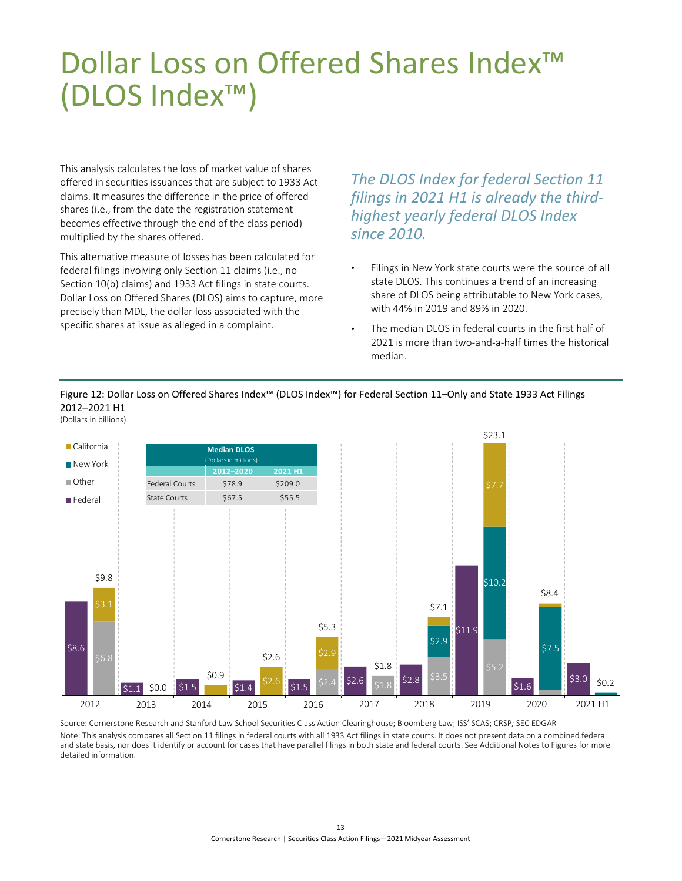# Dollar Loss on Offered Shares Index™ (DLOS Index™)

This analysis calculates the loss of market value of shares offered in securities issuances that are subject to 1933 Act claims. It measures the difference in the price of offered shares (i.e., from the date the registration statement becomes effective through the end of the class period) multiplied by the shares offered.

This alternative measure of losses has been calculated for federal filings involving only Section 11 claims (i.e., no Section 10(b) claims) and 1933 Act filings in state courts. Dollar Loss on Offered Shares (DLOS) aims to capture, more precisely than MDL, the dollar loss associated with the specific shares at issue as alleged in a complaint.

*The DLOS Index for federal Section 11 filings in 2021 H1 is already the third-highest yearly federal DLOS Index since 2010.*

- Filings in New York state courts were the source of all state DLOS. This continues a trend of an increasing share of DLOS being attributable to New York cases, with 44% in 2019 and 89% in 2020.
- The median DLOS in federal courts in the first half of 2021 is more than two-and-a-half times the historical median.

Figure 12: Dollar Loss on Offered Shares Index™ (DLOS Index™) for Federal Section 11–Only and State 1933 Act Filings 2012–2021 H1
(Dollars in billions)

| Year | Federal | State Total | Other | New York | California |
|---|---|---|---|---|---|
| 2012 | $8.6 | $9.8 | $6.8 | | $3.1 |
| 2013 | $1.1 | $0.0 | | | |
| 2014 | $1.5 | $0.9 | | | |
| 2015 | $1.4 | $2.6 | | | $2.6 |
| 2016 | $1.5 | $5.3 | $2.4 | | $2.9 |
| 2017 | $2.6 | $1.8 | $1.8 | | |
| 2018 | $2.8 | $7.1 | $3.5 | $2.9 | |
| 2019 | $11.9 | $23.1 | $5.2 | $10.2 | $7.7 |
| 2020 | $1.6 | $8.4 | | $7.5 | |
| 2021 H1 | $3.0 | $0.2 | | | |

Median DLOS
(Dollars in millions)

| | 2012–2020 | 2021 H1 |
|---|---|---|
| Federal Courts | $78.9 | $209.0 |
| State Courts | $67.5 | $55.5 |

Source: Cornerstone Research and Stanford Law School Securities Class Action Clearinghouse; Bloomberg Law; ISS' SCAS; CRSP; SEC EDGAR

Note: This analysis compares all Section 11 filings in federal courts with all 1933 Act filings in state courts. It does not present data on a combined federal and state basis, nor does it identify or account for cases that have parallel filings in both state and federal courts. See Additional Notes to Figures for more detailed information.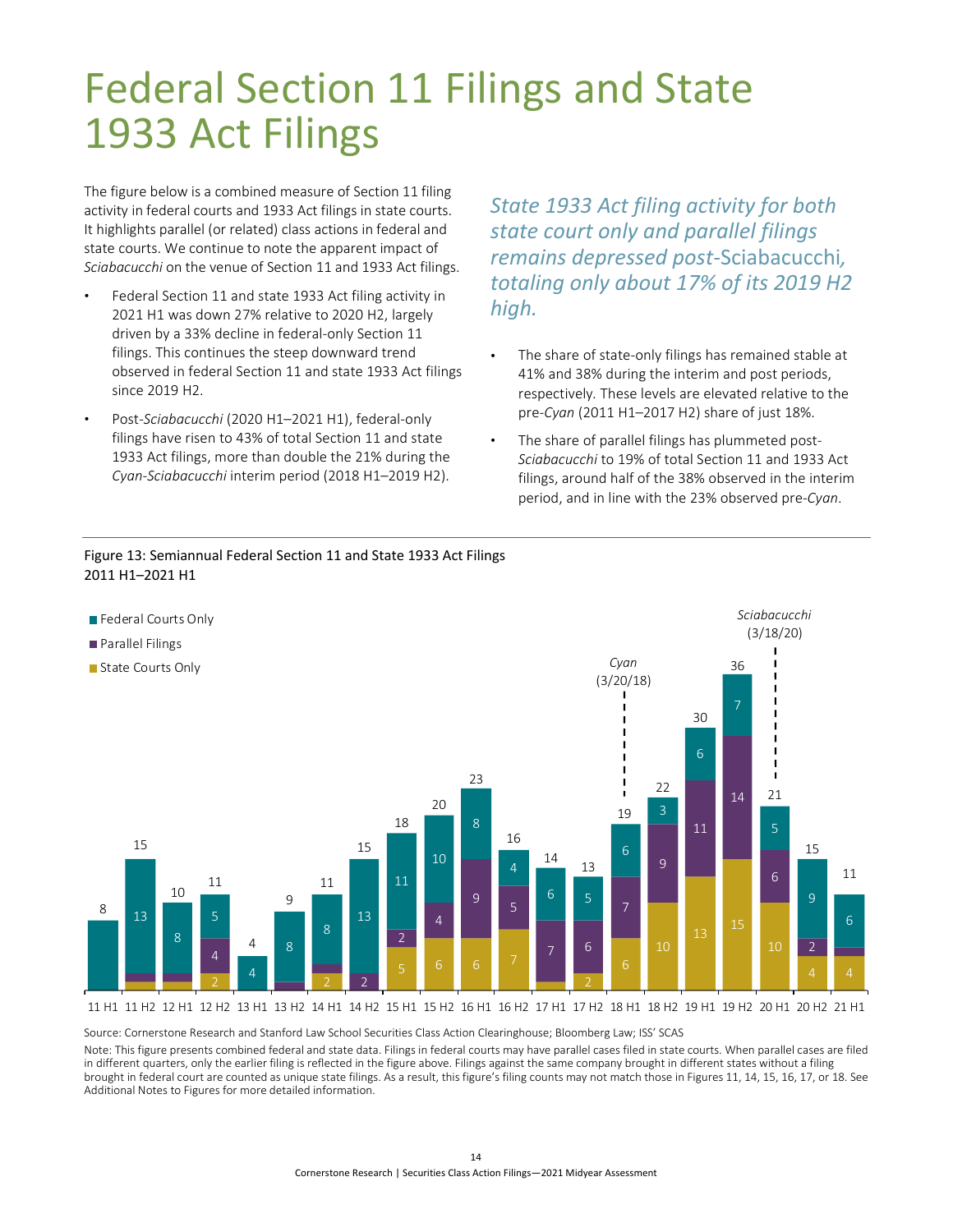# Federal Section 11 Filings and State 1933 Act Filings

The figure below is a combined measure of Section 11 filing activity in federal courts and 1933 Act filings in state courts. It highlights parallel (or related) class actions in federal and state courts. We continue to note the apparent impact of *Sciabacucchi* on the venue of Section 11 and 1933 Act filings.

- Federal Section 11 and state 1933 Act filing activity in 2021 H1 was down 27% relative to 2020 H2, largely driven by a 33% decline in federal-only Section 11 filings. This continues the steep downward trend observed in federal Section 11 and state 1933 Act filings since 2019 H2.
- Post-*Sciabacucchi* (2020 H1–2021 H1), federal-only filings have risen to 43% of total Section 11 and state 1933 Act filings, more than double the 21% during the *Cyan*-*Sciabacucchi* interim period (2018 H1–2019 H2).

*State 1933 Act filing activity for both state court only and parallel filings remains depressed post-*Sciabacucchi*, totaling only about 17% of its 2019 H2 high.*

- The share of state-only filings has remained stable at 41% and 38% during the interim and post periods, respectively. These levels are elevated relative to the pre-*Cyan* (2011 H1–2017 H2) share of just 18%.
- The share of parallel filings has plummeted post-*Sciabacucchi* to 19% of total Section 11 and 1933 Act filings, around half of the 38% observed in the interim period, and in line with the 23% observed pre-*Cyan*.

Figure 13: Semiannual Federal Section 11 and State 1933 Act Filings 2011 H1–2021 H1

| Period | Federal Courts Only | Parallel Filings | State Courts Only | Total |
|---|---|---|---|---|
| 11 H1 | 8 | | | 8 |
| 11 H2 | 13 | | | 15 |
| 12 H1 | 8 | | | 10 |
| 12 H2 | 5 | 4 | 2 | 11 |
| 13 H1 | 4 | | | 4 |
| 13 H2 | 8 | | | 9 |
| 14 H1 | 8 | | 2 | 11 |
| 14 H2 | 13 | 2 | | 15 |
| 15 H1 | 11 | 2 | 5 | 18 |
| 15 H2 | 10 | 4 | 6 | 20 |
| 16 H1 | 8 | 9 | 6 | 23 |
| 16 H2 | 4 | 5 | 7 | 16 |
| 17 H1 | 6 | 7 | | 14 |
| 17 H2 | 5 | 6 | 2 | 13 |
| 18 H1 | 6 | 7 | 6 | 19 |
| 18 H2 | 3 | 9 | 10 | 22 |
| 19 H1 | 6 | 11 | 13 | 30 |
| 19 H2 | 7 | 14 | 15 | 36 |
| 20 H1 | 5 | 6 | 10 | 21 |
| 20 H2 | 9 | 2 | 4 | 15 |
| 21 H1 | 6 | | 4 | 11 |

*Cyan* (3/20/18); *Sciabacucchi* (3/18/20)

Source: Cornerstone Research and Stanford Law School Securities Class Action Clearinghouse; Bloomberg Law; ISS' SCAS

Note: This figure presents combined federal and state data. Filings in federal courts may have parallel cases filed in state courts. When parallel cases are filed in different quarters, only the earlier filing is reflected in the figure above. Filings against the same company brought in different states without a filing brought in federal court are counted as unique state filings. As a result, this figure's filing counts may not match those in Figures 11, 14, 15, 16, 17, or 18. See Additional Notes to Figures for more detailed information.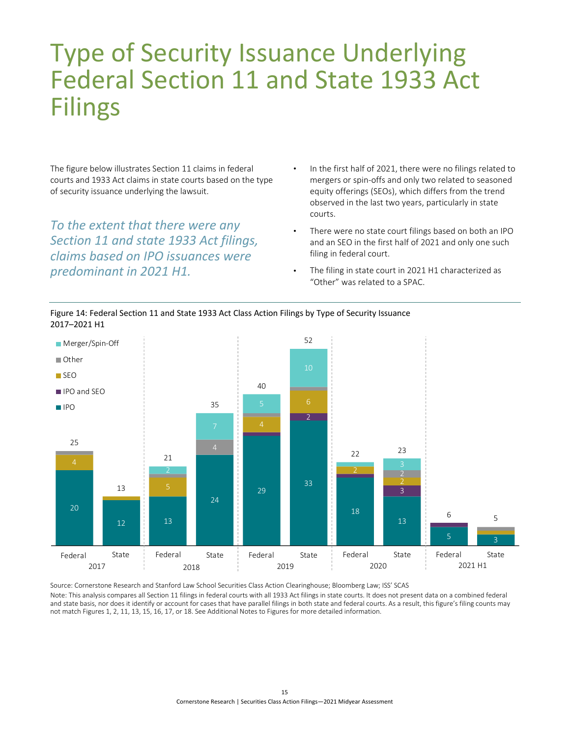# Type of Security Issuance Underlying Federal Section 11 and State 1933 Act Filings

The figure below illustrates Section 11 claims in federal courts and 1933 Act claims in state courts based on the type of security issuance underlying the lawsuit.

*To the extent that there were any Section 11 and state 1933 Act filings, claims based on IPO issuances were predominant in 2021 H1.*

- In the first half of 2021, there were no filings related to mergers or spin-offs and only two related to seasoned equity offerings (SEOs), which differs from the trend observed in the last two years, particularly in state courts.
- There were no state court filings based on both an IPO and an SEO in the first half of 2021 and only one such filing in federal court.
- The filing in state court in 2021 H1 characterized as "Other" was related to a SPAC.

Figure 14: Federal Section 11 and State 1933 Act Class Action Filings by Type of Security Issuance
2017–2021 H1

| Year | Court | IPO | IPO and SEO | SEO | Other | Merger/Spin-Off | Total |
|---|---|---|---|---|---|---|---|
| 2017 | Federal | 20 | | 4 | | | 25 |
| 2017 | State | 12 | | | | | 13 |
| 2018 | Federal | 13 | | 5 | | 2 | 21 |
| 2018 | State | 24 | | | 4 | 7 | 35 |
| 2019 | Federal | 29 | | 4 | | 5 | 40 |
| 2019 | State | 33 | 2 | 6 | | 10 | 52 |
| 2020 | Federal | 18 | | 2 | | | 22 |
| 2020 | State | 13 | 3 | 2 | 2 | 3 | 23 |
| 2021 H1 | Federal | 5 | | | | | 6 |
| 2021 H1 | State | 3 | | | | | 5 |

Source: Cornerstone Research and Stanford Law School Securities Class Action Clearinghouse; Bloomberg Law; ISS' SCAS

Note: This analysis compares all Section 11 filings in federal courts with all 1933 Act filings in state courts. It does not present data on a combined federal and state basis, nor does it identify or account for cases that have parallel filings in both state and federal courts. As a result, this figure's filing counts may not match Figures 1, 2, 11, 13, 15, 16, 17, or 18. See Additional Notes to Figures for more detailed information.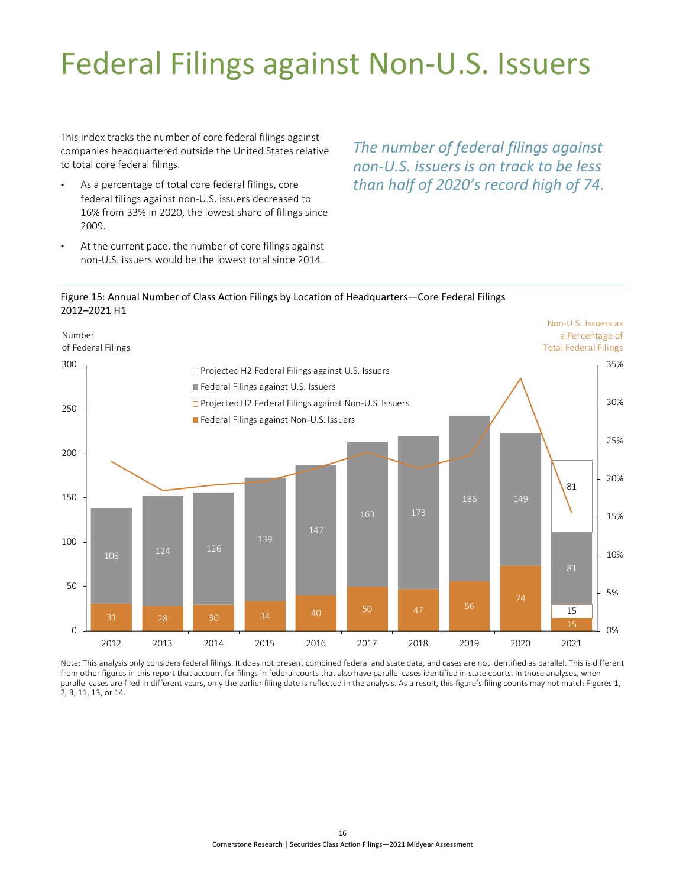# Federal Filings against Non-U.S. Issuers

This index tracks the number of core federal filings against companies headquartered outside the United States relative to total core federal filings.

- As a percentage of total core federal filings, core federal filings against non-U.S. issuers decreased to 16% from 33% in 2020, the lowest share of filings since 2009.
- At the current pace, the number of core filings against non-U.S. issuers would be the lowest total since 2014.

*The number of federal filings against non-U.S. issuers is on track to be less than half of 2020's record high of 74.*

Figure 15: Annual Number of Class Action Filings by Location of Headquarters—Core Federal Filings 2012–2021 H1

| Year | Federal Filings against Non-U.S. Issuers | Projected H2 Federal Filings against Non-U.S. Issuers | Federal Filings against U.S. Issuers | Projected H2 Federal Filings against U.S. Issuers |
|---|---|---|---|---|
| 2012 | 31 | | 108 | |
| 2013 | 28 | | 124 | |
| 2014 | 30 | | 126 | |
| 2015 | 34 | | 139 | |
| 2016 | 40 | | 147 | |
| 2017 | 50 | | 163 | |
| 2018 | 47 | | 173 | |
| 2019 | 56 | | 186 | |
| 2020 | 74 | | 149 | |
| 2021 | 15 | 15 | 81 | 81 |

Note: This analysis only considers federal filings. It does not present combined federal and state data, and cases are not identified as parallel. This is different from other figures in this report that account for filings in federal courts that also have parallel cases identified in state courts. In those analyses, when parallel cases are filed in different years, only the earlier filing date is reflected in the analysis. As a result, this figure's filing counts may not match Figures 1, 2, 3, 11, 13, or 14.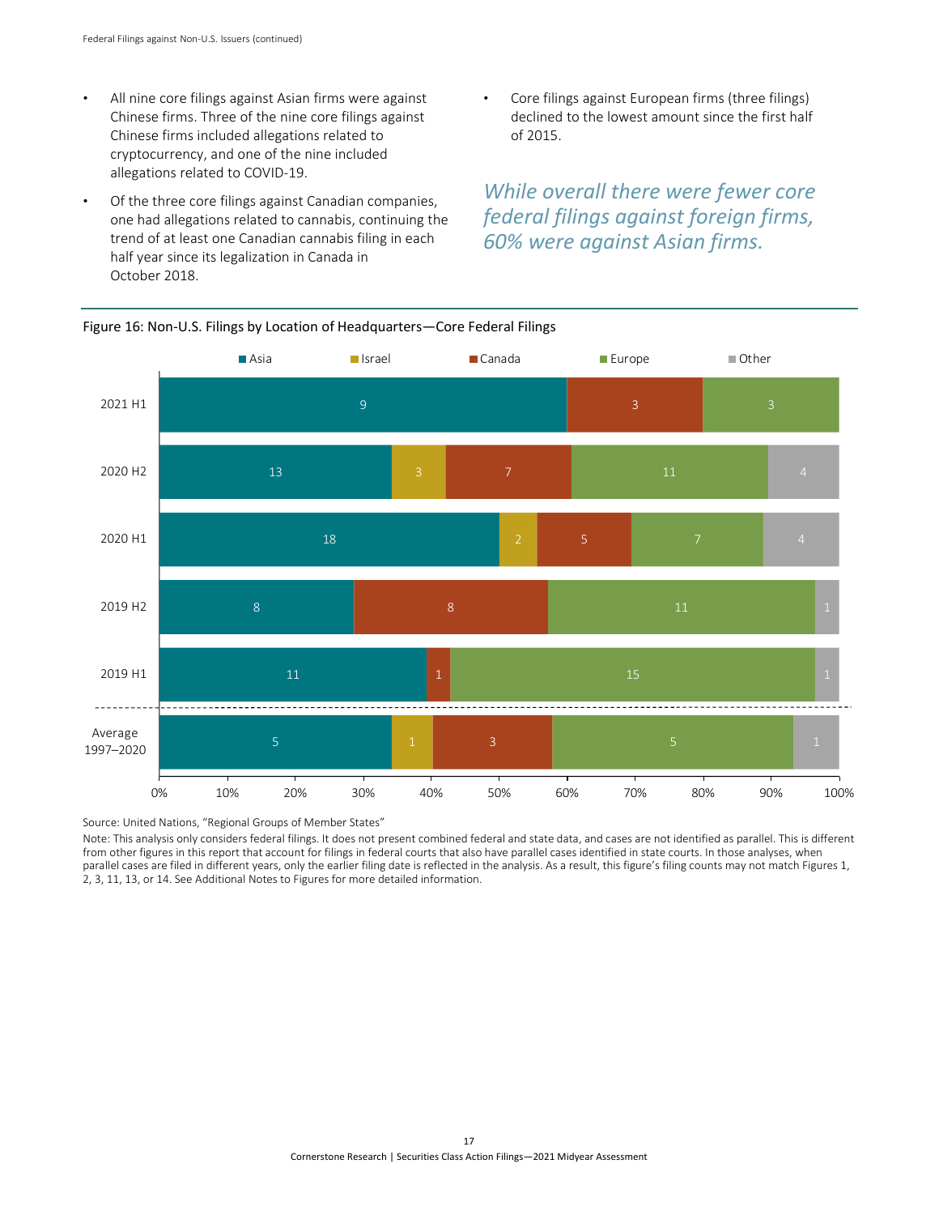- All nine core filings against Asian firms were against Chinese firms. Three of the nine core filings against Chinese firms included allegations related to cryptocurrency, and one of the nine included allegations related to COVID-19.
- Of the three core filings against Canadian companies, one had allegations related to cannabis, continuing the trend of at least one Canadian cannabis filing in each half year since its legalization in Canada in October 2018.
- Core filings against European firms (three filings) declined to the lowest amount since the first half of 2015.

*While overall there were fewer core federal filings against foreign firms, 60% were against Asian firms.*

Figure 16: Non-U.S. Filings by Location of Headquarters—Core Federal Filings

| Period | Asia | Israel | Canada | Europe | Other |
|---|---|---|---|---|---|
| 2021 H1 | 9 | | 3 | 3 | |
| 2020 H2 | 13 | 3 | 7 | 11 | 4 |
| 2020 H1 | 18 | 2 | 5 | 7 | 4 |
| 2019 H2 | 8 | | 8 | 11 | 1 |
| 2019 H1 | 11 | | 1 | 15 | 1 |
| Average 1997–2020 | 5 | 1 | 3 | 5 | 1 |

Source: United Nations, "Regional Groups of Member States"

Note: This analysis only considers federal filings. It does not present combined federal and state data, and cases are not identified as parallel. This is different from other figures in this report that account for filings in federal courts that also have parallel cases identified in state courts. In those analyses, when parallel cases are filed in different years, only the earlier filing date is reflected in the analysis. As a result, this figure's filing counts may not match Figures 1, 2, 3, 11, 13, or 14. See Additional Notes to Figures for more detailed information.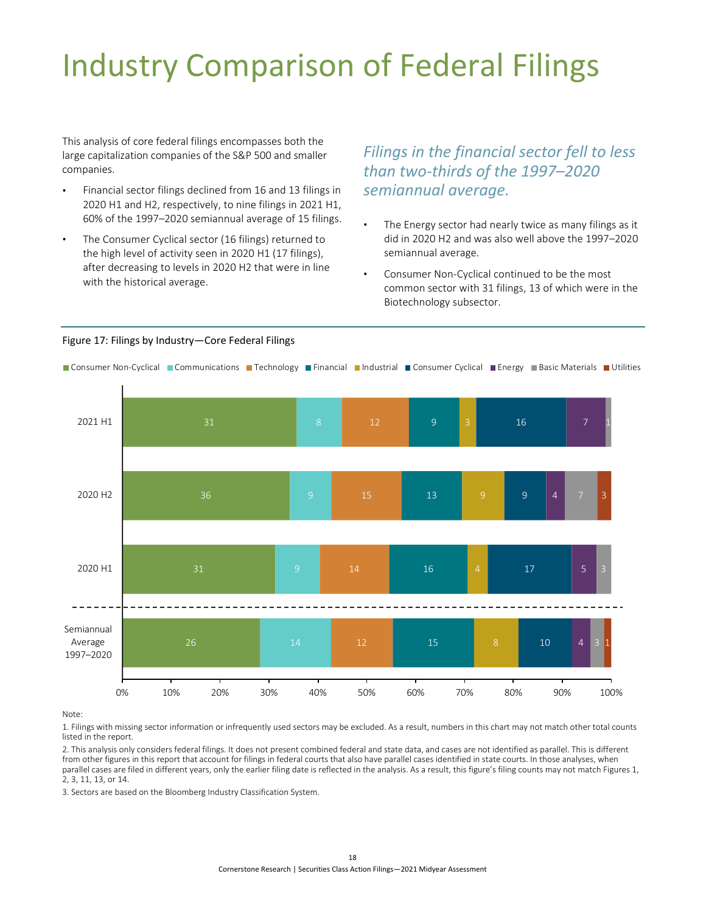# Industry Comparison of Federal Filings

This analysis of core federal filings encompasses both the large capitalization companies of the S&P 500 and smaller companies.

- Financial sector filings declined from 16 and 13 filings in 2020 H1 and H2, respectively, to nine filings in 2021 H1, 60% of the 1997–2020 semiannual average of 15 filings.
- The Consumer Cyclical sector (16 filings) returned to the high level of activity seen in 2020 H1 (17 filings), after decreasing to levels in 2020 H2 that were in line with the historical average.

*Filings in the financial sector fell to less than two-thirds of the 1997–2020 semiannual average.*

- The Energy sector had nearly twice as many filings as it did in 2020 H2 and was also well above the 1997–2020 semiannual average.
- Consumer Non-Cyclical continued to be the most common sector with 31 filings, 13 of which were in the Biotechnology subsector.

Figure 17: Filings by Industry—Core Federal Filings

| | Consumer Non-Cyclical | Communications | Technology | Financial | Industrial | Consumer Cyclical | Energy | Basic Materials | Utilities |
|---|---|---|---|---|---|---|---|---|---|
| 2021 H1 | 31 | 8 | 12 | 9 | 3 | 16 | 7 | 1 | |
| 2020 H2 | 36 | 9 | 15 | 13 | 9 | 9 | 4 | 7 | 3 |
| 2020 H1 | 31 | 9 | 14 | 16 | 4 | 17 | 5 | 3 | |
| Semiannual Average 1997–2020 | 26 | 14 | 12 | 15 | 8 | 10 | 4 | 3 | 1 |

Note:

1. Filings with missing sector information or infrequently used sectors may be excluded. As a result, numbers in this chart may not match other total counts listed in the report.

2. This analysis only considers federal filings. It does not present combined federal and state data, and cases are not identified as parallel. This is different from other figures in this report that account for filings in federal courts that also have parallel cases identified in state courts. In those analyses, when parallel cases are filed in different years, only the earlier filing date is reflected in the analysis. As a result, this figure's filing counts may not match Figures 1, 2, 3, 11, 13, or 14.

3. Sectors are based on the Bloomberg Industry Classification System.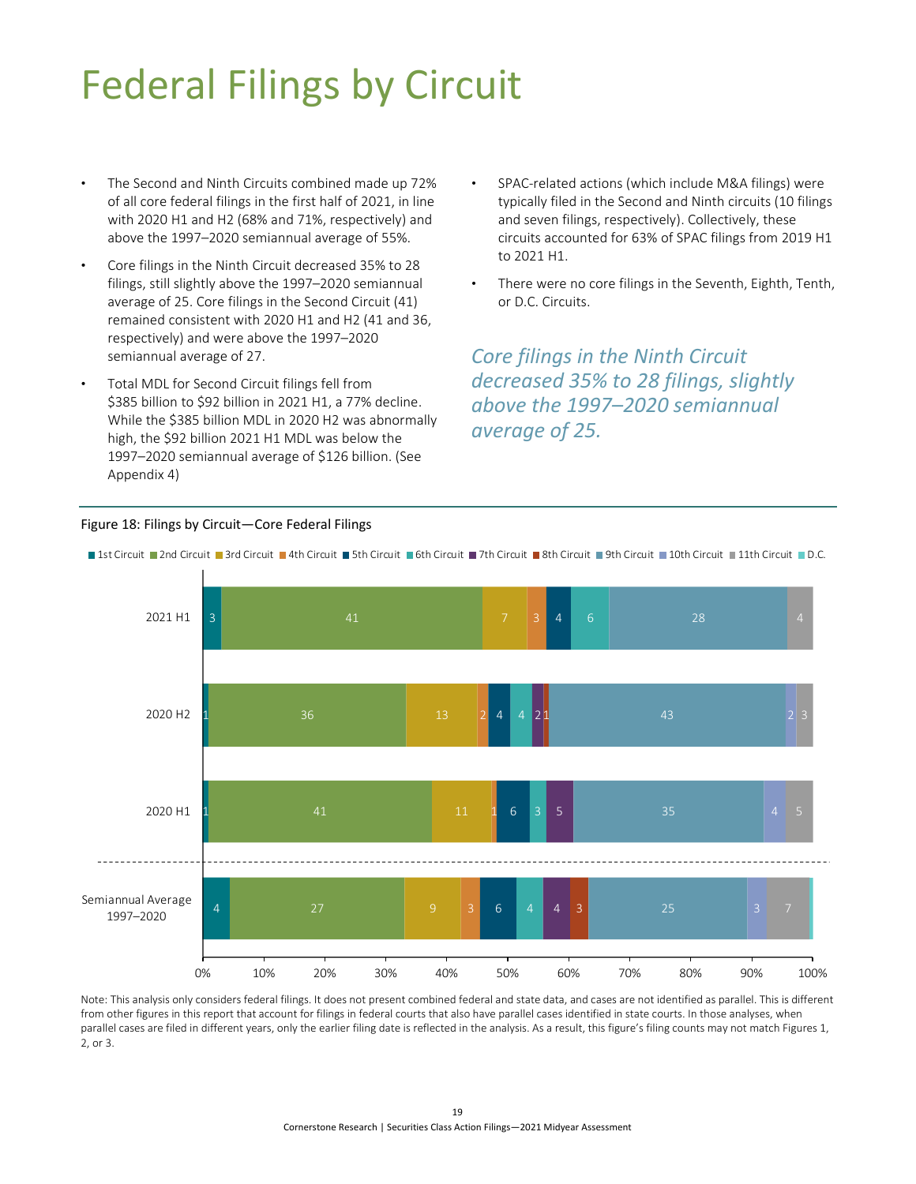# Federal Filings by Circuit

- The Second and Ninth Circuits combined made up 72% of all core federal filings in the first half of 2021, in line with 2020 H1 and H2 (68% and 71%, respectively) and above the 1997–2020 semiannual average of 55%.
- Core filings in the Ninth Circuit decreased 35% to 28 filings, still slightly above the 1997–2020 semiannual average of 25. Core filings in the Second Circuit (41) remained consistent with 2020 H1 and H2 (41 and 36, respectively) and were above the 1997–2020 semiannual average of 27.
- Total MDL for Second Circuit filings fell from $385 billion to $92 billion in 2021 H1, a 77% decline. While the $385 billion MDL in 2020 H2 was abnormally high, the $92 billion 2021 H1 MDL was below the 1997–2020 semiannual average of $126 billion. (See Appendix 4)
- SPAC-related actions (which include M&A filings) were typically filed in the Second and Ninth circuits (10 filings and seven filings, respectively). Collectively, these circuits accounted for 63% of SPAC filings from 2019 H1 to 2021 H1.
- There were no core filings in the Seventh, Eighth, Tenth, or D.C. Circuits.

*Core filings in the Ninth Circuit decreased 35% to 28 filings, slightly above the 1997–2020 semiannual average of 25.*

Figure 18: Filings by Circuit—Core Federal Filings

| | 1st Circuit | 2nd Circuit | 3rd Circuit | 4th Circuit | 5th Circuit | 6th Circuit | 7th Circuit | 8th Circuit | 9th Circuit | 10th Circuit | 11th Circuit | D.C. |
|---|---|---|---|---|---|---|---|---|---|---|---|---|
| 2021 H1 | 3 | 41 | 7 | 3 | 4 | 6 | | | 28 | | 4 | |
| 2020 H2 | 1 | 36 | 13 | 2 | 4 | 4 | 2 | 1 | 43 | 2 | 3 | |
| 2020 H1 | 1 | 41 | 11 | 1 | 6 | 3 | 5 | | 35 | 4 | 5 | |
| Semiannual Average 1997–2020 | 4 | 27 | 9 | 3 | 6 | 4 | 4 | 3 | 25 | 3 | 7 | |

Note: This analysis only considers federal filings. It does not present combined federal and state data, and cases are not identified as parallel. This is different from other figures in this report that account for filings in federal courts that also have parallel cases identified in state courts. In those analyses, when parallel cases are filed in different years, only the earlier filing date is reflected in the analysis. As a result, this figure's filing counts may not match Figures 1, 2, or 3.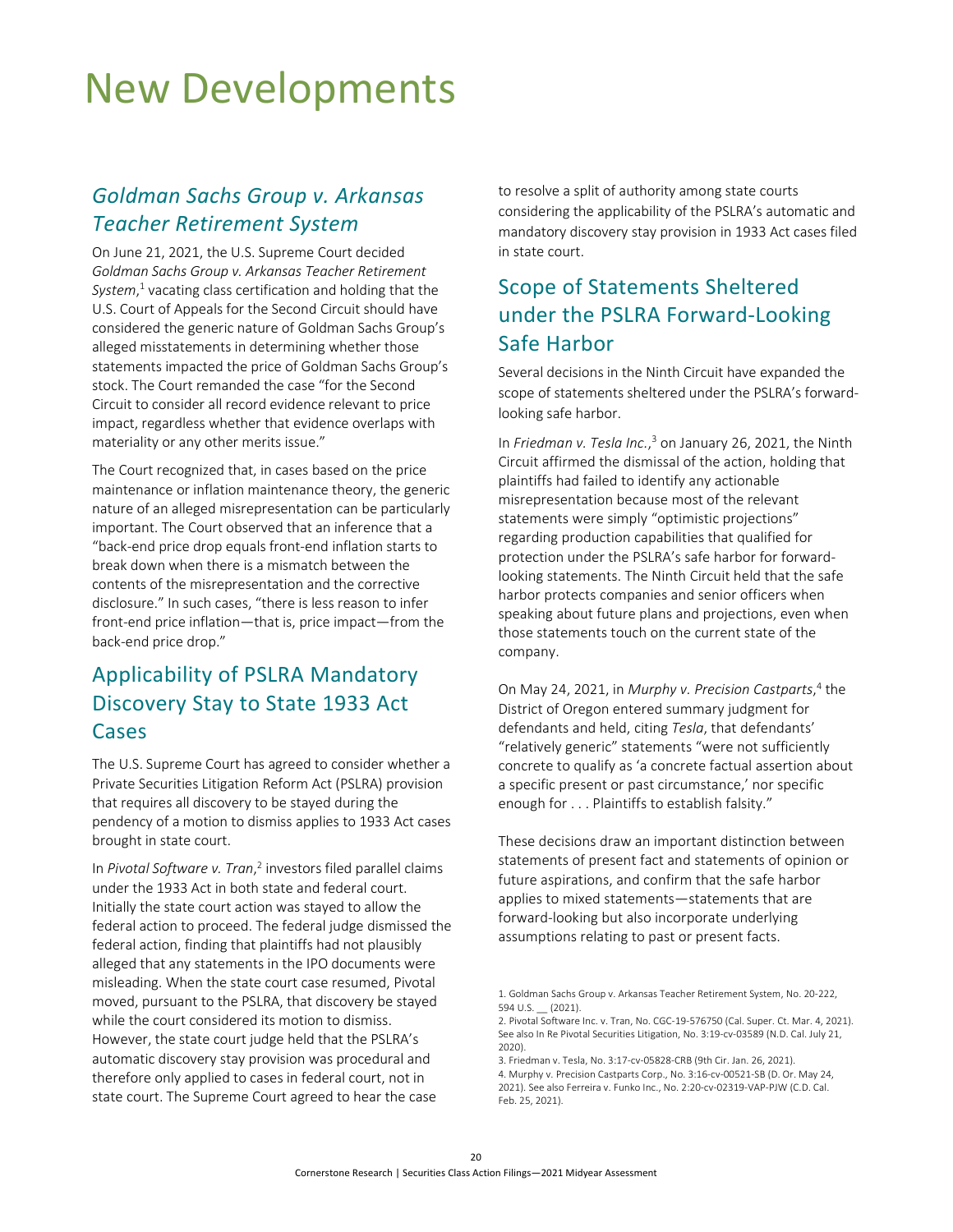# New Developments

## *Goldman Sachs Group v. Arkansas Teacher Retirement System*

On June 21, 2021, the U.S. Supreme Court decided *Goldman Sachs Group v. Arkansas Teacher Retirement System*,[1] vacating class certification and holding that the U.S. Court of Appeals for the Second Circuit should have considered the generic nature of Goldman Sachs Group's alleged misstatements in determining whether those statements impacted the price of Goldman Sachs Group's stock. The Court remanded the case "for the Second Circuit to consider all record evidence relevant to price impact, regardless whether that evidence overlaps with materiality or any other merits issue."

The Court recognized that, in cases based on the price maintenance or inflation maintenance theory, the generic nature of an alleged misrepresentation can be particularly important. The Court observed that an inference that a "back-end price drop equals front-end inflation starts to break down when there is a mismatch between the contents of the misrepresentation and the corrective disclosure." In such cases, "there is less reason to infer front-end price inflation—that is, price impact—from the back-end price drop."

## Applicability of PSLRA Mandatory Discovery Stay to State 1933 Act Cases

The U.S. Supreme Court has agreed to consider whether a Private Securities Litigation Reform Act (PSLRA) provision that requires all discovery to be stayed during the pendency of a motion to dismiss applies to 1933 Act cases brought in state court.

In *Pivotal Software v. Tran*,[2] investors filed parallel claims under the 1933 Act in both state and federal court. Initially the state court action was stayed to allow the federal action to proceed. The federal judge dismissed the federal action, finding that plaintiffs had not plausibly alleged that any statements in the IPO documents were misleading. When the state court case resumed, Pivotal moved, pursuant to the PSLRA, that discovery be stayed while the court considered its motion to dismiss. However, the state court judge held that the PSLRA's automatic discovery stay provision was procedural and therefore only applied to cases in federal court, not in state court. The Supreme Court agreed to hear the case to resolve a split of authority among state courts considering the applicability of the PSLRA's automatic and mandatory discovery stay provision in 1933 Act cases filed in state court.

## Scope of Statements Sheltered under the PSLRA Forward-Looking Safe Harbor

Several decisions in the Ninth Circuit have expanded the scope of statements sheltered under the PSLRA's forward-looking safe harbor.

In *Friedman v. Tesla Inc.*,[3] on January 26, 2021, the Ninth Circuit affirmed the dismissal of the action, holding that plaintiffs had failed to identify any actionable misrepresentation because most of the relevant statements were simply "optimistic projections" regarding production capabilities that qualified for protection under the PSLRA's safe harbor for forward-looking statements. The Ninth Circuit held that the safe harbor protects companies and senior officers when speaking about future plans and projections, even when those statements touch on the current state of the company.

On May 24, 2021, in *Murphy v. Precision Castparts*,[4] the District of Oregon entered summary judgment for defendants and held, citing *Tesla*, that defendants' "relatively generic" statements "were not sufficiently concrete to qualify as 'a concrete factual assertion about a specific present or past circumstance,' nor specific enough for . . . Plaintiffs to establish falsity."

These decisions draw an important distinction between statements of present fact and statements of opinion or future aspirations, and confirm that the safe harbor applies to mixed statements—statements that are forward-looking but also incorporate underlying assumptions relating to past or present facts.

1. Goldman Sachs Group v. Arkansas Teacher Retirement System, No. 20-222, 594 U.S. __ (2021).
2. Pivotal Software Inc. v. Tran, No. CGC-19-576750 (Cal. Super. Ct. Mar. 4, 2021). See also In Re Pivotal Securities Litigation, No. 3:19-cv-03589 (N.D. Cal. July 21, 2020).
3. Friedman v. Tesla, No. 3:17-cv-05828-CRB (9th Cir. Jan. 26, 2021).
4. Murphy v. Precision Castparts Corp., No. 3:16-cv-00521-SB (D. Or. May 24, 2021). See also Ferreira v. Funko Inc., No. 2:20-cv-02319-VAP-PJW (C.D. Cal. Feb. 25, 2021).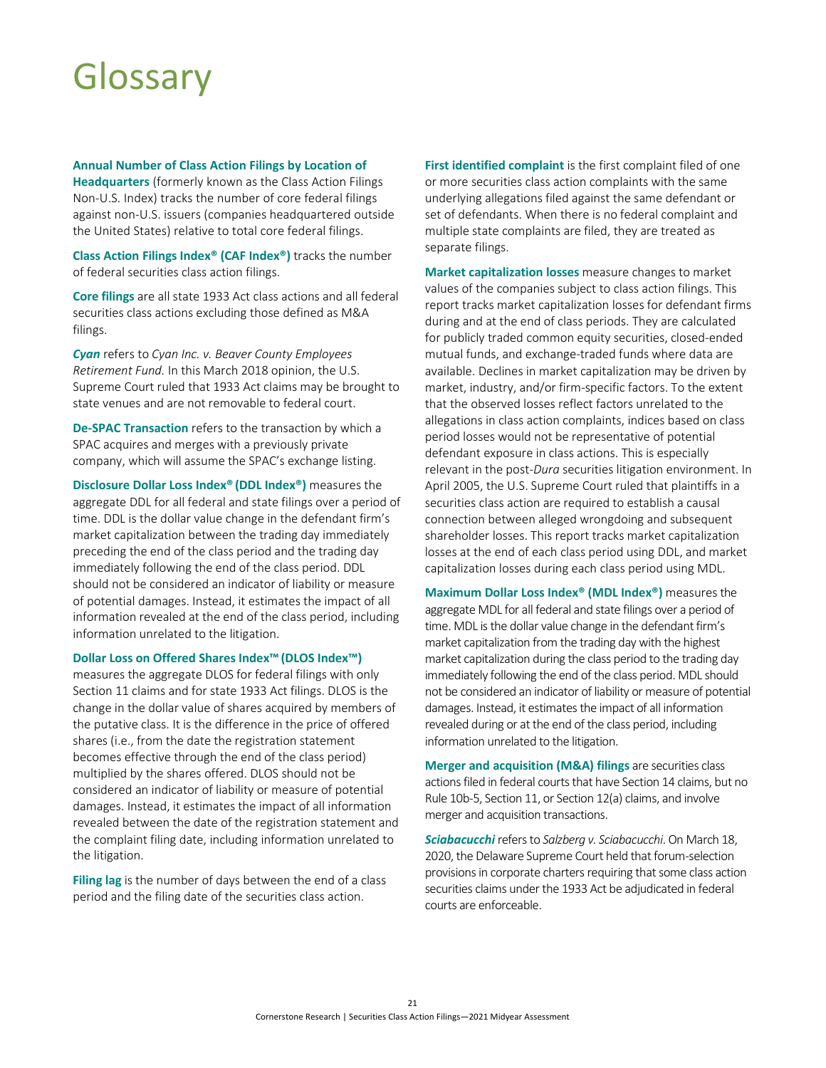# Glossary

**Annual Number of Class Action Filings by Location of Headquarters** (formerly known as the Class Action Filings Non-U.S. Index) tracks the number of core federal filings against non-U.S. issuers (companies headquartered outside the United States) relative to total core federal filings.

**Class Action Filings Index® (CAF Index®)** tracks the number of federal securities class action filings.

**Core filings** are all state 1933 Act class actions and all federal securities class actions excluding those defined as M&A filings.

***Cyan*** refers to *Cyan Inc. v. Beaver County Employees Retirement Fund.* In this March 2018 opinion, the U.S. Supreme Court ruled that 1933 Act claims may be brought to state venues and are not removable to federal court.

**De-SPAC Transaction** refers to the transaction by which a SPAC acquires and merges with a previously private company, which will assume the SPAC's exchange listing.

**Disclosure Dollar Loss Index® (DDL Index®)** measures the aggregate DDL for all federal and state filings over a period of time. DDL is the dollar value change in the defendant firm's market capitalization between the trading day immediately preceding the end of the class period and the trading day immediately following the end of the class period. DDL should not be considered an indicator of liability or measure of potential damages. Instead, it estimates the impact of all information revealed at the end of the class period, including information unrelated to the litigation.

**Dollar Loss on Offered Shares Index™ (DLOS Index™)** measures the aggregate DLOS for federal filings with only Section 11 claims and for state 1933 Act filings. DLOS is the change in the dollar value of shares acquired by members of the putative class. It is the difference in the price of offered shares (i.e., from the date the registration statement becomes effective through the end of the class period) multiplied by the shares offered. DLOS should not be considered an indicator of liability or measure of potential damages. Instead, it estimates the impact of all information revealed between the date of the registration statement and the complaint filing date, including information unrelated to the litigation.

**Filing lag** is the number of days between the end of a class period and the filing date of the securities class action.

**First identified complaint** is the first complaint filed of one or more securities class action complaints with the same underlying allegations filed against the same defendant or set of defendants. When there is no federal complaint and multiple state complaints are filed, they are treated as separate filings.

**Market capitalization losses** measure changes to market values of the companies subject to class action filings. This report tracks market capitalization losses for defendant firms during and at the end of class periods. They are calculated for publicly traded common equity securities, closed-ended mutual funds, and exchange-traded funds where data are available. Declines in market capitalization may be driven by market, industry, and/or firm-specific factors. To the extent that the observed losses reflect factors unrelated to the allegations in class action complaints, indices based on class period losses would not be representative of potential defendant exposure in class actions. This is especially relevant in the post-*Dura* securities litigation environment. In April 2005, the U.S. Supreme Court ruled that plaintiffs in a securities class action are required to establish a causal connection between alleged wrongdoing and subsequent shareholder losses. This report tracks market capitalization losses at the end of each class period using DDL, and market capitalization losses during each class period using MDL.

**Maximum Dollar Loss Index® (MDL Index®)** measures the aggregate MDL for all federal and state filings over a period of time. MDL is the dollar value change in the defendant firm's market capitalization from the trading day with the highest market capitalization during the class period to the trading day immediately following the end of the class period. MDL should not be considered an indicator of liability or measure of potential damages. Instead, it estimates the impact of all information revealed during or at the end of the class period, including information unrelated to the litigation.

**Merger and acquisition (M&A) filings** are securities class actions filed in federal courts that have Section 14 claims, but no Rule 10b-5, Section 11, or Section 12(a) claims, and involve merger and acquisition transactions.

***Sciabacucchi*** refers to *Salzberg v. Sciabacucchi*. On March 18, 2020, the Delaware Supreme Court held that forum-selection provisions in corporate charters requiring that some class action securities claims under the 1933 Act be adjudicated in federal courts are enforceable.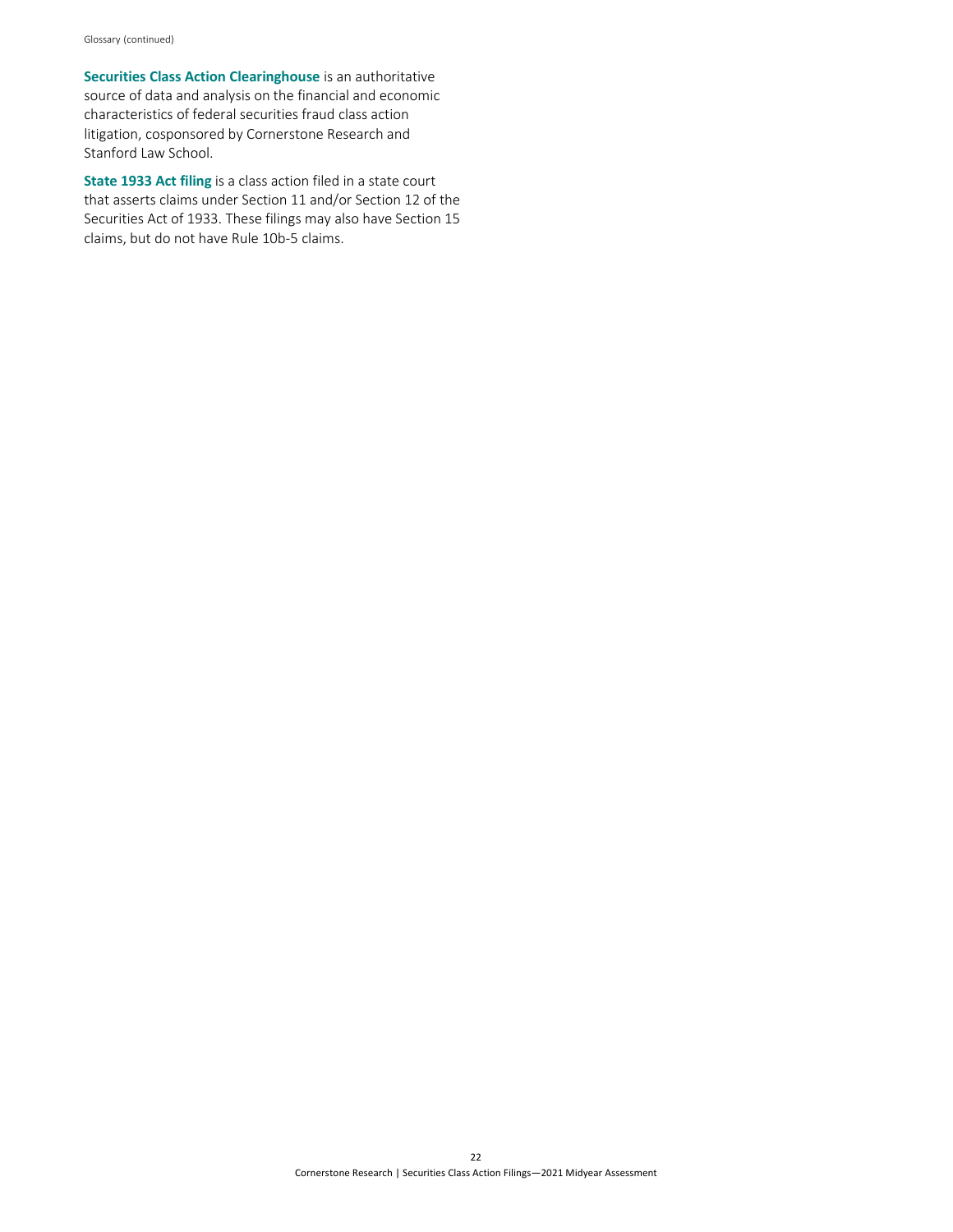**Securities Class Action Clearinghouse** is an authoritative source of data and analysis on the financial and economic characteristics of federal securities fraud class action litigation, cosponsored by Cornerstone Research and Stanford Law School.

**State 1933 Act filing** is a class action filed in a state court that asserts claims under Section 11 and/or Section 12 of the Securities Act of 1933. These filings may also have Section 15 claims, but do not have Rule 10b-5 claims.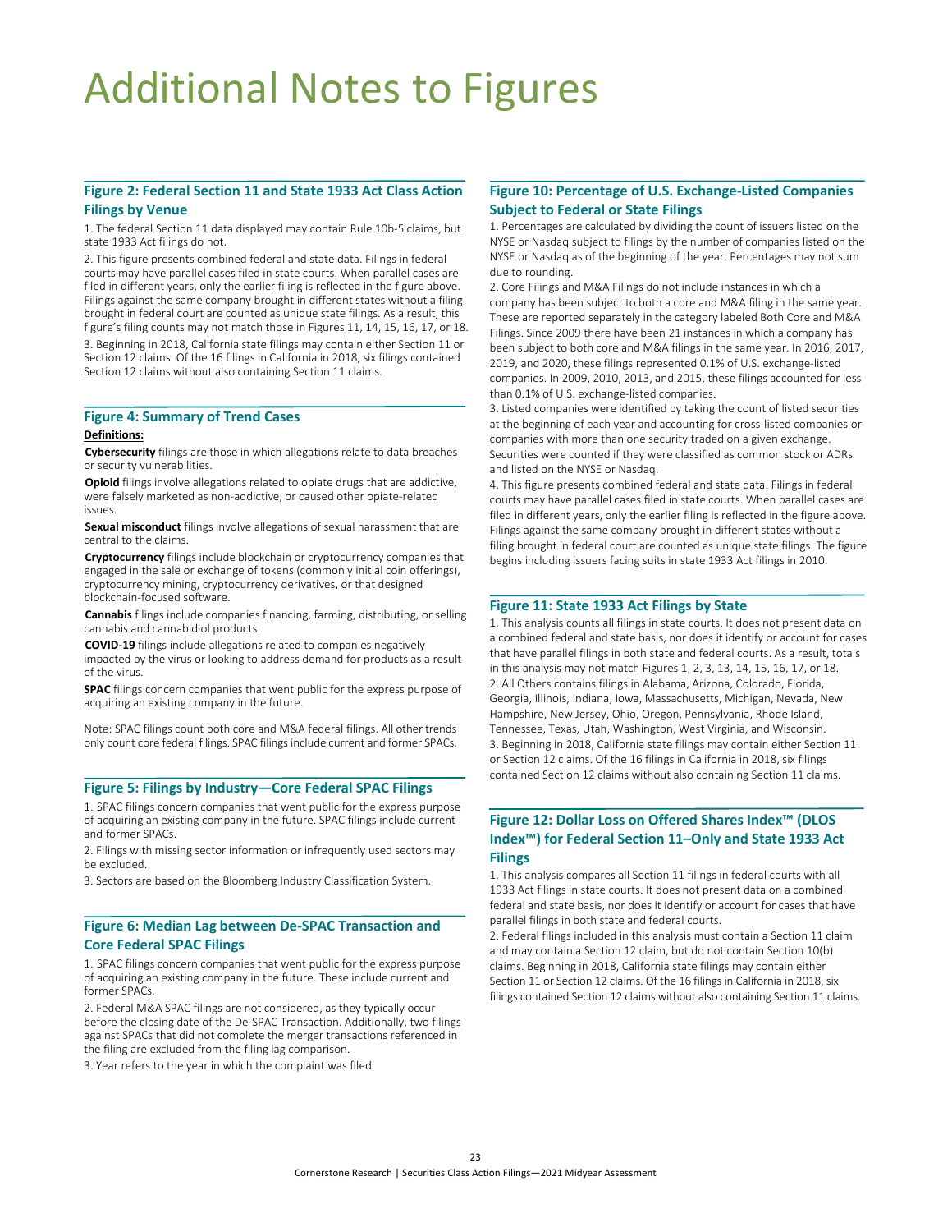# Additional Notes to Figures

## Figure 2: Federal Section 11 and State 1933 Act Class Action Filings by Venue

1. The federal Section 11 data displayed may contain Rule 10b-5 claims, but state 1933 Act filings do not.

2. This figure presents combined federal and state data. Filings in federal courts may have parallel cases filed in state courts. When parallel cases are filed in different years, only the earlier filing is reflected in the figure above. Filings against the same company brought in different states without a filing brought in federal court are counted as unique state filings. As a result, this figure's filing counts may not match those in Figures 11, 14, 15, 16, 17, or 18.

3. Beginning in 2018, California state filings may contain either Section 11 or Section 12 claims. Of the 16 filings in California in 2018, six filings contained Section 12 claims without also containing Section 11 claims.

## Figure 4: Summary of Trend Cases

**Definitions:**

**Cybersecurity** filings are those in which allegations relate to data breaches or security vulnerabilities.

**Opioid** filings involve allegations related to opiate drugs that are addictive, were falsely marketed as non-addictive, or caused other opiate-related issues.

**Sexual misconduct** filings involve allegations of sexual harassment that are central to the claims.

**Cryptocurrency** filings include blockchain or cryptocurrency companies that engaged in the sale or exchange of tokens (commonly initial coin offerings), cryptocurrency mining, cryptocurrency derivatives, or that designed blockchain-focused software.

**Cannabis** filings include companies financing, farming, distributing, or selling cannabis and cannabidiol products.

**COVID-19** filings include allegations related to companies negatively impacted by the virus or looking to address demand for products as a result of the virus.

**SPAC** filings concern companies that went public for the express purpose of acquiring an existing company in the future.

Note: SPAC filings count both core and M&A federal filings. All other trends only count core federal filings. SPAC filings include current and former SPACs.

## Figure 5: Filings by Industry—Core Federal SPAC Filings

1. SPAC filings concern companies that went public for the express purpose of acquiring an existing company in the future. SPAC filings include current and former SPACs.

2. Filings with missing sector information or infrequently used sectors may be excluded.

3. Sectors are based on the Bloomberg Industry Classification System.

## Figure 6: Median Lag between De-SPAC Transaction and Core Federal SPAC Filings

1. SPAC filings concern companies that went public for the express purpose of acquiring an existing company in the future. These include current and former SPACs.

2. Federal M&A SPAC filings are not considered, as they typically occur before the closing date of the De-SPAC Transaction. Additionally, two filings against SPACs that did not complete the merger transactions referenced in the filing are excluded from the filing lag comparison.

3. Year refers to the year in which the complaint was filed.

## Figure 10: Percentage of U.S. Exchange-Listed Companies Subject to Federal or State Filings

1. Percentages are calculated by dividing the count of issuers listed on the NYSE or Nasdaq subject to filings by the number of companies listed on the NYSE or Nasdaq as of the beginning of the year. Percentages may not sum due to rounding.

2. Core Filings and M&A Filings do not include instances in which a company has been subject to both a core and M&A filing in the same year. These are reported separately in the category labeled Both Core and M&A Filings. Since 2009 there have been 21 instances in which a company has been subject to both core and M&A filings in the same year. In 2016, 2017, 2019, and 2020, these filings represented 0.1% of U.S. exchange-listed companies. In 2009, 2010, 2013, and 2015, these filings accounted for less than 0.1% of U.S. exchange-listed companies.

3. Listed companies were identified by taking the count of listed securities at the beginning of each year and accounting for cross-listed companies or companies with more than one security traded on a given exchange. Securities were counted if they were classified as common stock or ADRs and listed on the NYSE or Nasdaq.

4. This figure presents combined federal and state data. Filings in federal courts may have parallel cases filed in state courts. When parallel cases are filed in different years, only the earlier filing is reflected in the figure above. Filings against the same company brought in different states without a filing brought in federal court are counted as unique state filings. The figure begins including issuers facing suits in state 1933 Act filings in 2010.

## Figure 11: State 1933 Act Filings by State

1. This analysis counts all filings in state courts. It does not present data on a combined federal and state basis, nor does it identify or account for cases that have parallel filings in both state and federal courts. As a result, totals in this analysis may not match Figures 1, 2, 3, 13, 14, 15, 16, 17, or 18.

2. All Others contains filings in Alabama, Arizona, Colorado, Florida, Georgia, Illinois, Indiana, Iowa, Massachusetts, Michigan, Nevada, New Hampshire, New Jersey, Ohio, Oregon, Pennsylvania, Rhode Island, Tennessee, Texas, Utah, Washington, West Virginia, and Wisconsin.

3. Beginning in 2018, California state filings may contain either Section 11 or Section 12 claims. Of the 16 filings in California in 2018, six filings contained Section 12 claims without also containing Section 11 claims.

## Figure 12: Dollar Loss on Offered Shares Index™ (DLOS Index™) for Federal Section 11–Only and State 1933 Act Filings

1. This analysis compares all Section 11 filings in federal courts with all 1933 Act filings in state courts. It does not present data on a combined federal and state basis, nor does it identify or account for cases that have parallel filings in both state and federal courts.

2. Federal filings included in this analysis must contain a Section 11 claim and may contain a Section 12 claim, but do not contain Section 10(b) claims. Beginning in 2018, California state filings may contain either Section 11 or Section 12 claims. Of the 16 filings in California in 2018, six filings contained Section 12 claims without also containing Section 11 claims.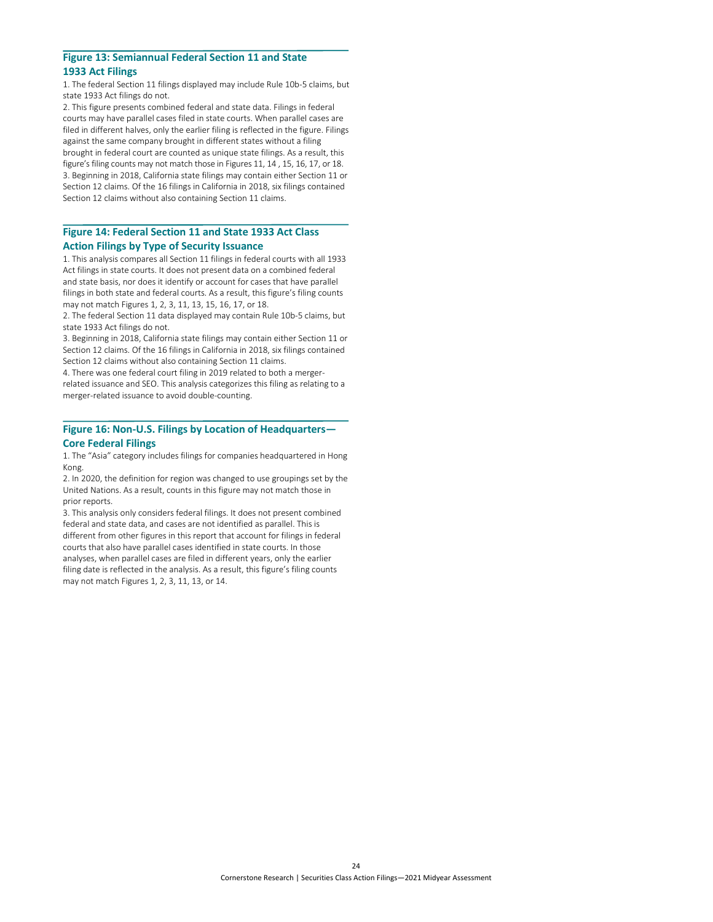## Figure 13: Semiannual Federal Section 11 and State 1933 Act Filings

1. The federal Section 11 filings displayed may include Rule 10b-5 claims, but state 1933 Act filings do not.
2. This figure presents combined federal and state data. Filings in federal courts may have parallel cases filed in state courts. When parallel cases are filed in different halves, only the earlier filing is reflected in the figure. Filings against the same company brought in different states without a filing brought in federal court are counted as unique state filings. As a result, this figure's filing counts may not match those in Figures 11, 14 , 15, 16, 17, or 18.
3. Beginning in 2018, California state filings may contain either Section 11 or Section 12 claims. Of the 16 filings in California in 2018, six filings contained Section 12 claims without also containing Section 11 claims.

## Figure 14: Federal Section 11 and State 1933 Act Class Action Filings by Type of Security Issuance

1. This analysis compares all Section 11 filings in federal courts with all 1933 Act filings in state courts. It does not present data on a combined federal and state basis, nor does it identify or account for cases that have parallel filings in both state and federal courts. As a result, this figure's filing counts may not match Figures 1, 2, 3, 11, 13, 15, 16, 17, or 18.
2. The federal Section 11 data displayed may contain Rule 10b-5 claims, but state 1933 Act filings do not.
3. Beginning in 2018, California state filings may contain either Section 11 or Section 12 claims. Of the 16 filings in California in 2018, six filings contained Section 12 claims without also containing Section 11 claims.
4. There was one federal court filing in 2019 related to both a merger-related issuance and SEO. This analysis categorizes this filing as relating to a merger-related issuance to avoid double-counting.

## Figure 16: Non-U.S. Filings by Location of Headquarters—Core Federal Filings

1. The "Asia" category includes filings for companies headquartered in Hong Kong.
2. In 2020, the definition for region was changed to use groupings set by the United Nations. As a result, counts in this figure may not match those in prior reports.
3. This analysis only considers federal filings. It does not present combined federal and state data, and cases are not identified as parallel. This is different from other figures in this report that account for filings in federal courts that also have parallel cases identified in state courts. In those analyses, when parallel cases are filed in different years, only the earlier filing date is reflected in the analysis. As a result, this figure's filing counts may not match Figures 1, 2, 3, 11, 13, or 14.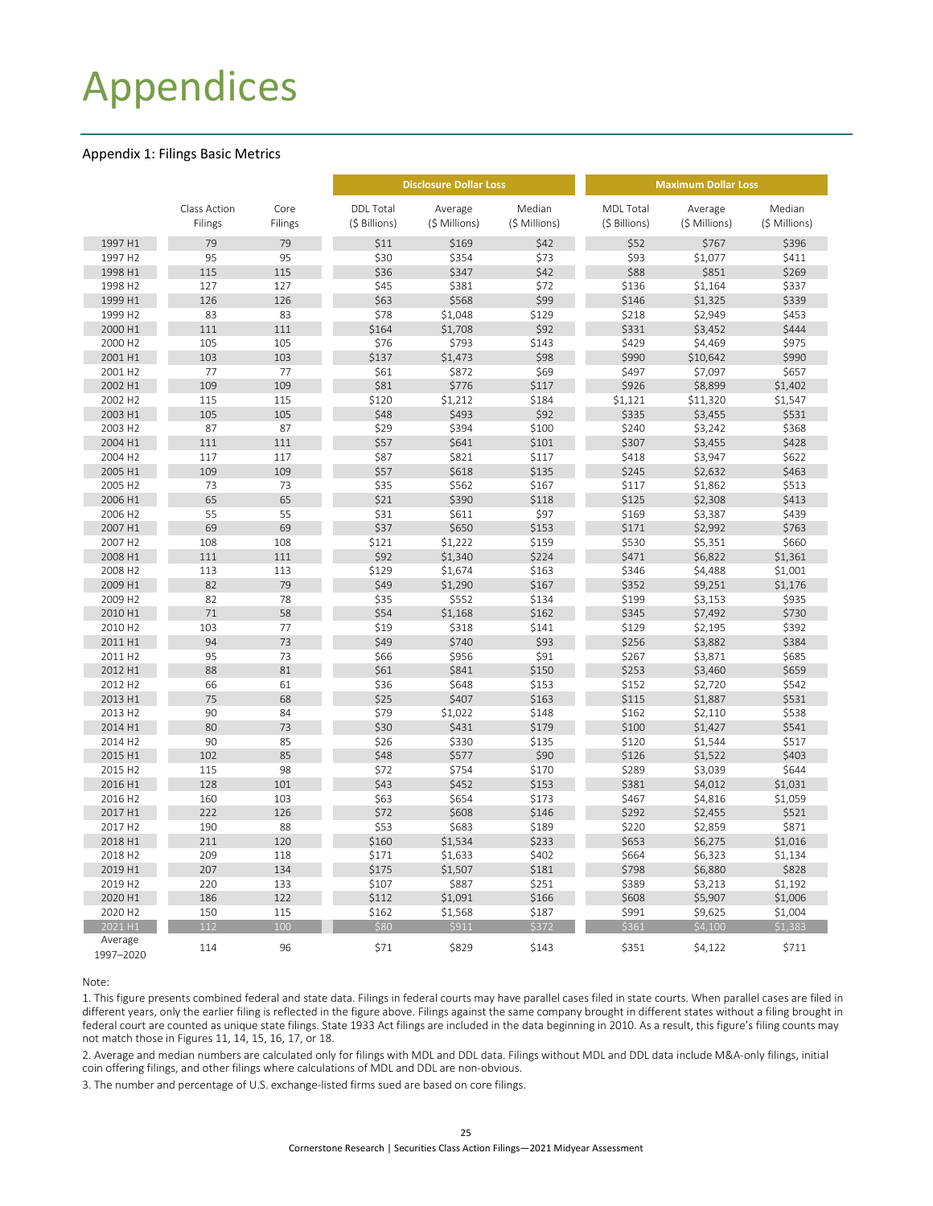# Appendices

## Appendix 1: Filings Basic Metrics

| | Class Action Filings | Core Filings | Disclosure Dollar Loss | | | Maximum Dollar Loss | | |
|---|---|---|---|---|---|---|---|---|
| | | | DDL Total ($ Billions) | Average ($ Millions) | Median ($ Millions) | MDL Total ($ Billions) | Average ($ Millions) | Median ($ Millions) |
| 1997 H1 | 79 | 79 | $11 | $169 | $42 | $52 | $767 | $396 |
| 1997 H2 | 95 | 95 | $30 | $354 | $73 | $93 | $1,077 | $411 |
| 1998 H1 | 115 | 115 | $36 | $347 | $42 | $88 | $851 | $269 |
| 1998 H2 | 127 | 127 | $45 | $381 | $72 | $136 | $1,164 | $337 |
| 1999 H1 | 126 | 126 | $63 | $568 | $99 | $146 | $1,325 | $339 |
| 1999 H2 | 83 | 83 | $78 | $1,048 | $129 | $218 | $2,949 | $453 |
| 2000 H1 | 111 | 111 | $164 | $1,708 | $92 | $331 | $3,452 | $444 |
| 2000 H2 | 105 | 105 | $76 | $793 | $143 | $429 | $4,469 | $975 |
| 2001 H1 | 103 | 103 | $137 | $1,473 | $98 | $990 | $10,642 | $990 |
| 2001 H2 | 77 | 77 | $61 | $872 | $69 | $497 | $7,097 | $657 |
| 2002 H1 | 109 | 109 | $81 | $776 | $117 | $926 | $8,899 | $1,402 |
| 2002 H2 | 115 | 115 | $120 | $1,212 | $184 | $1,121 | $11,320 | $1,547 |
| 2003 H1 | 105 | 105 | $48 | $493 | $92 | $335 | $3,455 | $531 |
| 2003 H2 | 87 | 87 | $29 | $394 | $100 | $240 | $3,242 | $368 |
| 2004 H1 | 111 | 111 | $57 | $641 | $101 | $307 | $3,455 | $428 |
| 2004 H2 | 117 | 117 | $87 | $821 | $117 | $418 | $3,947 | $622 |
| 2005 H1 | 109 | 109 | $57 | $618 | $135 | $245 | $2,632 | $463 |
| 2005 H2 | 73 | 73 | $35 | $562 | $167 | $117 | $1,862 | $513 |
| 2006 H1 | 65 | 65 | $21 | $390 | $118 | $125 | $2,308 | $413 |
| 2006 H2 | 55 | 55 | $31 | $611 | $97 | $169 | $3,387 | $439 |
| 2007 H1 | 69 | 69 | $37 | $650 | $153 | $171 | $2,992 | $763 |
| 2007 H2 | 108 | 108 | $121 | $1,222 | $159 | $530 | $5,351 | $660 |
| 2008 H1 | 111 | 111 | $92 | $1,340 | $224 | $471 | $6,822 | $1,361 |
| 2008 H2 | 113 | 113 | $129 | $1,674 | $163 | $346 | $4,488 | $1,001 |
| 2009 H1 | 82 | 79 | $49 | $1,290 | $167 | $352 | $9,251 | $1,176 |
| 2009 H2 | 82 | 78 | $35 | $552 | $134 | $199 | $3,153 | $935 |
| 2010 H1 | 71 | 58 | $54 | $1,168 | $162 | $345 | $7,492 | $730 |
| 2010 H2 | 103 | 77 | $19 | $318 | $141 | $129 | $2,195 | $392 |
| 2011 H1 | 94 | 73 | $49 | $740 | $93 | $256 | $3,882 | $384 |
| 2011 H2 | 95 | 73 | $66 | $956 | $91 | $267 | $3,871 | $685 |
| 2012 H1 | 88 | 81 | $61 | $841 | $150 | $253 | $3,460 | $659 |
| 2012 H2 | 66 | 61 | $36 | $648 | $153 | $152 | $2,720 | $542 |
| 2013 H1 | 75 | 68 | $25 | $407 | $163 | $115 | $1,887 | $531 |
| 2013 H2 | 90 | 84 | $79 | $1,022 | $148 | $162 | $2,110 | $538 |
| 2014 H1 | 80 | 73 | $30 | $431 | $179 | $100 | $1,427 | $541 |
| 2014 H2 | 90 | 85 | $26 | $330 | $135 | $120 | $1,544 | $517 |
| 2015 H1 | 102 | 85 | $48 | $577 | $90 | $126 | $1,522 | $403 |
| 2015 H2 | 115 | 98 | $72 | $754 | $170 | $289 | $3,039 | $644 |
| 2016 H1 | 128 | 101 | $43 | $452 | $153 | $381 | $4,012 | $1,031 |
| 2016 H2 | 160 | 103 | $63 | $654 | $173 | $467 | $4,816 | $1,059 |
| 2017 H1 | 222 | 126 | $72 | $608 | $146 | $292 | $2,455 | $521 |
| 2017 H2 | 190 | 88 | $53 | $683 | $189 | $220 | $2,859 | $871 |
| 2018 H1 | 211 | 120 | $160 | $1,534 | $233 | $653 | $6,275 | $1,016 |
| 2018 H2 | 209 | 118 | $171 | $1,633 | $402 | $664 | $6,323 | $1,134 |
| 2019 H1 | 207 | 134 | $175 | $1,507 | $181 | $798 | $6,880 | $828 |
| 2019 H2 | 220 | 133 | $107 | $887 | $251 | $389 | $3,213 | $1,192 |
| 2020 H1 | 186 | 122 | $112 | $1,091 | $166 | $608 | $5,907 | $1,006 |
| 2020 H2 | 150 | 115 | $162 | $1,568 | $187 | $991 | $9,625 | $1,004 |
| 2021 H1 | 112 | 100 | $80 | $911 | $372 | $361 | $4,100 | $1,383 |
| Average 1997–2020 | 114 | 96 | $71 | $829 | $143 | $351 | $4,122 | $711 |

Note:

1. This figure presents combined federal and state data. Filings in federal courts may have parallel cases filed in state courts. When parallel cases are filed in different years, only the earlier filing is reflected in the figure above. Filings against the same company brought in different states without a filing brought in federal court are counted as unique state filings. State 1933 Act filings are included in the data beginning in 2010. As a result, this figure's filing counts may not match those in Figures 11, 14, 15, 16, 17, or 18.

2. Average and median numbers are calculated only for filings with MDL and DDL data. Filings without MDL and DDL data include M&A-only filings, initial coin offering filings, and other filings where calculations of MDL and DDL are non-obvious.

3. The number and percentage of U.S. exchange-listed firms sued are based on core filings.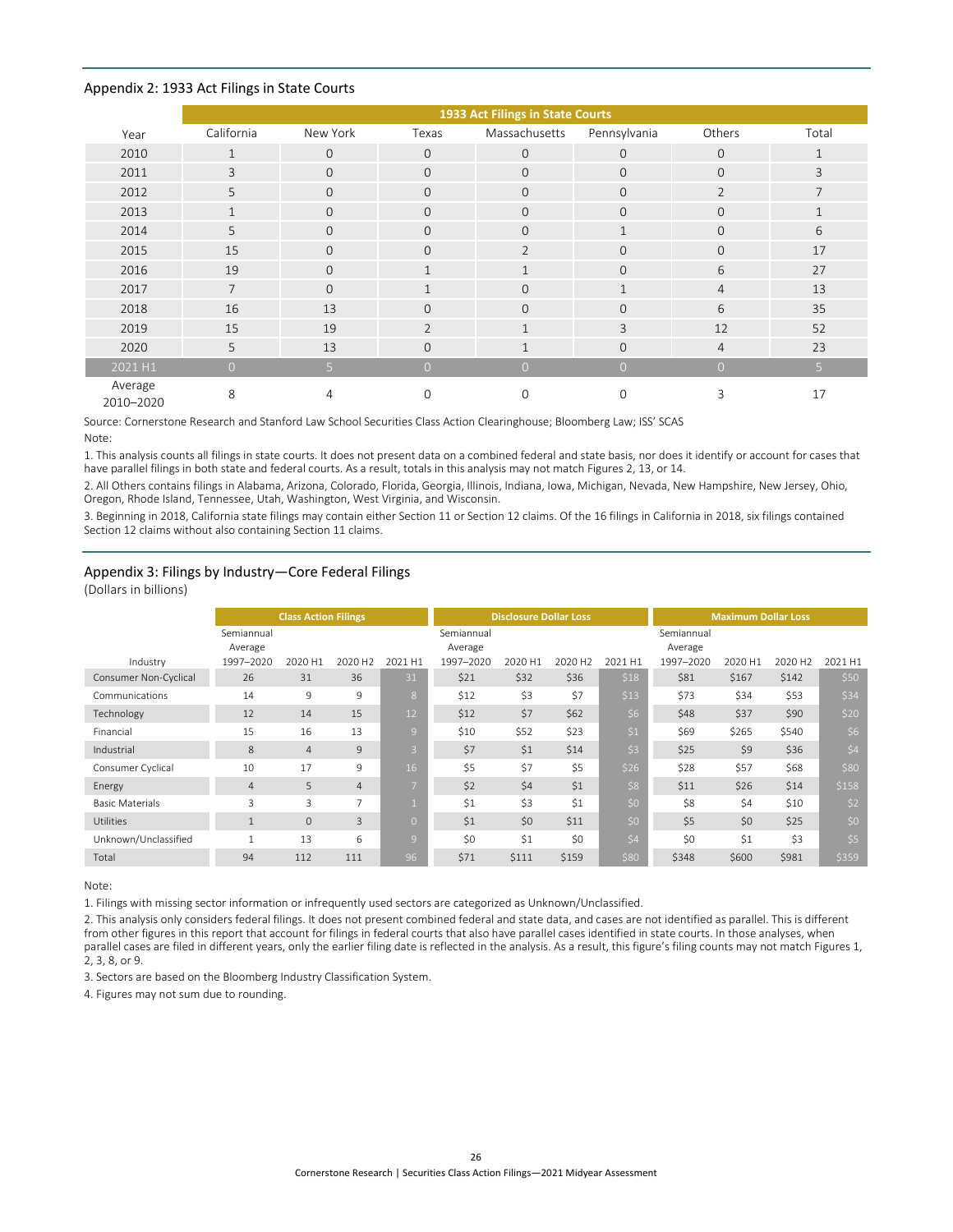## Appendix 2: 1933 Act Filings in State Courts

| Year | 1933 Act Filings in State Courts | | | | | | |
|---|---|---|---|---|---|---|---|
| | California | New York | Texas | Massachusetts | Pennsylvania | Others | Total |
| 2010 | 1 | 0 | 0 | 0 | 0 | 0 | 1 |
| 2011 | 3 | 0 | 0 | 0 | 0 | 0 | 3 |
| 2012 | 5 | 0 | 0 | 0 | 0 | 2 | 7 |
| 2013 | 1 | 0 | 0 | 0 | 0 | 0 | 1 |
| 2014 | 5 | 0 | 0 | 0 | 1 | 0 | 6 |
| 2015 | 15 | 0 | 0 | 2 | 0 | 0 | 17 |
| 2016 | 19 | 0 | 1 | 1 | 0 | 6 | 27 |
| 2017 | 7 | 0 | 1 | 0 | 1 | 4 | 13 |
| 2018 | 16 | 13 | 0 | 0 | 0 | 6 | 35 |
| 2019 | 15 | 19 | 2 | 1 | 3 | 12 | 52 |
| 2020 | 5 | 13 | 0 | 1 | 0 | 4 | 23 |
| 2021 H1 | 0 | 5 | 0 | 0 | 0 | 0 | 5 |
| Average 2010–2020 | 8 | 4 | 0 | 0 | 0 | 3 | 17 |

Source: Cornerstone Research and Stanford Law School Securities Class Action Clearinghouse; Bloomberg Law; ISS' SCAS

Note:

1. This analysis counts all filings in state courts. It does not present data on a combined federal and state basis, nor does it identify or account for cases that have parallel filings in both state and federal courts. As a result, totals in this analysis may not match Figures 2, 13, or 14.

2. All Others contains filings in Alabama, Arizona, Colorado, Florida, Georgia, Illinois, Indiana, Iowa, Michigan, Nevada, New Hampshire, New Jersey, Ohio, Oregon, Rhode Island, Tennessee, Utah, Washington, West Virginia, and Wisconsin.

3. Beginning in 2018, California state filings may contain either Section 11 or Section 12 claims. Of the 16 filings in California in 2018, six filings contained Section 12 claims without also containing Section 11 claims.

## Appendix 3: Filings by Industry—Core Federal Filings

(Dollars in billions)

| Industry | Class Action Filings | | | | Disclosure Dollar Loss | | | | Maximum Dollar Loss | | | |
|---|---|---|---|---|---|---|---|---|---|---|---|---|
| | Semiannual Average 1997–2020 | 2020 H1 | 2020 H2 | 2021 H1 | Semiannual Average 1997–2020 | 2020 H1 | 2020 H2 | 2021 H1 | Semiannual Average 1997–2020 | 2020 H1 | 2020 H2 | 2021 H1 |
| Consumer Non-Cyclical | 26 | 31 | 36 | 31 | $21 | $32 | $36 | $18 | $81 | $167 | $142 | $50 |
| Communications | 14 | 9 | 9 | 8 | $12 | $3 | $7 | $13 | $73 | $34 | $53 | $34 |
| Technology | 12 | 14 | 15 | 12 | $12 | $7 | $62 | $6 | $48 | $37 | $90 | $20 |
| Financial | 15 | 16 | 13 | 9 | $10 | $52 | $23 | $1 | $69 | $265 | $540 | $6 |
| Industrial | 8 | 4 | 9 | 3 | $7 | $1 | $14 | $3 | $25 | $9 | $36 | $4 |
| Consumer Cyclical | 10 | 17 | 9 | 16 | $5 | $7 | $5 | $26 | $28 | $57 | $68 | $80 |
| Energy | 4 | 5 | 4 | 7 | $2 | $4 | $1 | $8 | $11 | $26 | $14 | $158 |
| Basic Materials | 3 | 3 | 7 | 1 | $1 | $3 | $1 | $0 | $8 | $4 | $10 | $2 |
| Utilities | 1 | 0 | 3 | 0 | $1 | $0 | $11 | $0 | $5 | $0 | $25 | $0 |
| Unknown/Unclassified | 1 | 13 | 6 | 9 | $0 | $1 | $0 | $4 | $0 | $1 | $3 | $5 |
| Total | 94 | 112 | 111 | 96 | $71 | $111 | $159 | $80 | $348 | $600 | $981 | $359 |

Note:

1. Filings with missing sector information or infrequently used sectors are categorized as Unknown/Unclassified.

2. This analysis only considers federal filings. It does not present combined federal and state data, and cases are not identified as parallel. This is different from other figures in this report that account for filings in federal courts that also have parallel cases identified in state courts. In those analyses, when parallel cases are filed in different years, only the earlier filing date is reflected in the analysis. As a result, this figure's filing counts may not match Figures 1, 2, 3, 8, or 9.

3. Sectors are based on the Bloomberg Industry Classification System.

4. Figures may not sum due to rounding.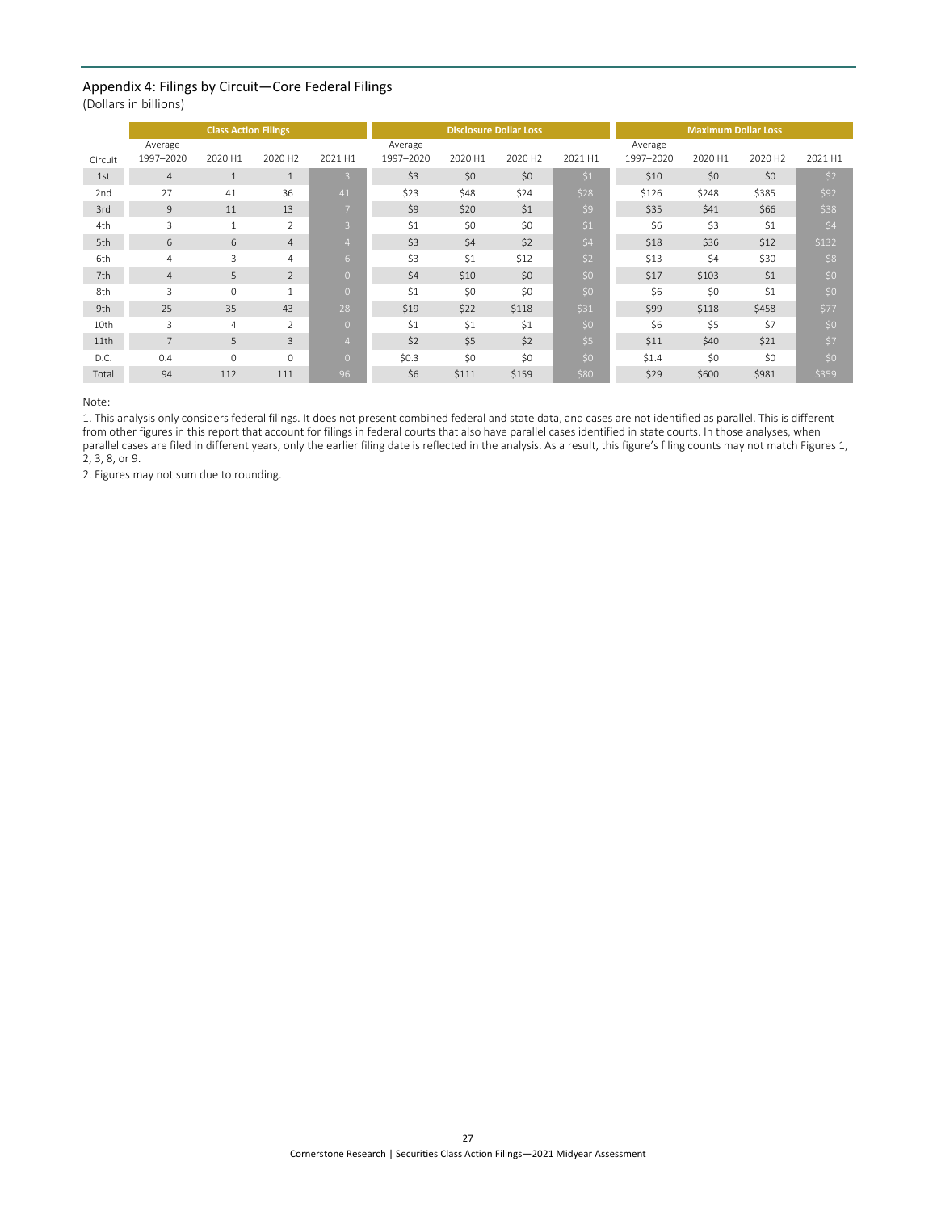## Appendix 4: Filings by Circuit—Core Federal Filings

(Dollars in billions)

| Circuit | Class Action Filings | | | | Disclosure Dollar Loss | | | | Maximum Dollar Loss | | | |
|---|---|---|---|---|---|---|---|---|---|---|---|---|
| | Average 1997–2020 | 2020 H1 | 2020 H2 | 2021 H1 | Average 1997–2020 | 2020 H1 | 2020 H2 | 2021 H1 | Average 1997–2020 | 2020 H1 | 2020 H2 | 2021 H1 |
| 1st | 4 | 1 | 1 | 3 | $3 | $0 | $0 | $1 | $10 | $0 | $0 | $2 |
| 2nd | 27 | 41 | 36 | 41 | $23 | $48 | $24 | $28 | $126 | $248 | $385 | $92 |
| 3rd | 9 | 11 | 13 | 7 | $9 | $20 | $1 | $9 | $35 | $41 | $66 | $38 |
| 4th | 3 | 1 | 2 | 3 | $1 | $0 | $0 | $1 | $6 | $3 | $1 | $4 |
| 5th | 6 | 6 | 4 | 4 | $3 | $4 | $2 | $4 | $18 | $36 | $12 | $132 |
| 6th | 4 | 3 | 4 | 6 | $3 | $1 | $12 | $2 | $13 | $4 | $30 | $8 |
| 7th | 4 | 5 | 2 | 0 | $4 | $10 | $0 | $0 | $17 | $103 | $1 | $0 |
| 8th | 3 | 0 | 1 | 0 | $1 | $0 | $0 | $0 | $6 | $0 | $1 | $0 |
| 9th | 25 | 35 | 43 | 28 | $19 | $22 | $118 | $31 | $99 | $118 | $458 | $77 |
| 10th | 3 | 4 | 2 | 0 | $1 | $1 | $1 | $0 | $6 | $5 | $7 | $0 |
| 11th | 7 | 5 | 3 | 4 | $2 | $5 | $2 | $5 | $11 | $40 | $21 | $7 |
| D.C. | 0.4 | 0 | 0 | 0 | $0.3 | $0 | $0 | $0 | $1.4 | $0 | $0 | $0 |
| Total | 94 | 112 | 111 | 96 | $6 | $111 | $159 | $80 | $29 | $600 | $981 | $359 |

Note:

1. This analysis only considers federal filings. It does not present combined federal and state data, and cases are not identified as parallel. This is different from other figures in this report that account for filings in federal courts that also have parallel cases identified in state courts. In those analyses, when parallel cases are filed in different years, only the earlier filing date is reflected in the analysis. As a result, this figure's filing counts may not match Figures 1, 2, 3, 8, or 9.

2. Figures may not sum due to rounding.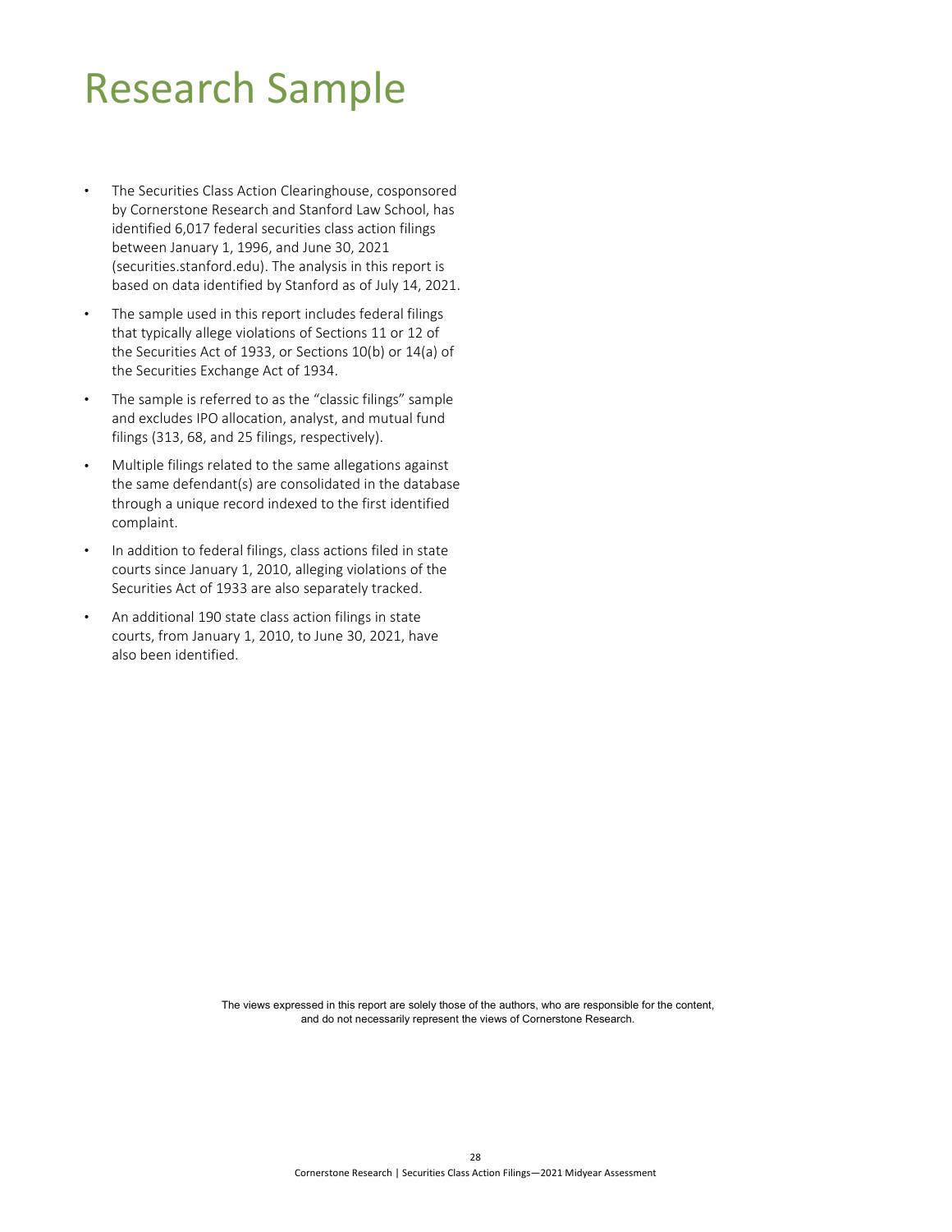# Research Sample

- The Securities Class Action Clearinghouse, cosponsored by Cornerstone Research and Stanford Law School, has identified 6,017 federal securities class action filings between January 1, 1996, and June 30, 2021 (securities.stanford.edu). The analysis in this report is based on data identified by Stanford as of July 14, 2021.
- The sample used in this report includes federal filings that typically allege violations of Sections 11 or 12 of the Securities Act of 1933, or Sections 10(b) or 14(a) of the Securities Exchange Act of 1934.
- The sample is referred to as the "classic filings" sample and excludes IPO allocation, analyst, and mutual fund filings (313, 68, and 25 filings, respectively).
- Multiple filings related to the same allegations against the same defendant(s) are consolidated in the database through a unique record indexed to the first identified complaint.
- In addition to federal filings, class actions filed in state courts since January 1, 2010, alleging violations of the Securities Act of 1933 are also separately tracked.
- An additional 190 state class action filings in state courts, from January 1, 2010, to June 30, 2021, have also been identified.

The views expressed in this report are solely those of the authors, who are responsible for the content, and do not necessarily represent the views of Cornerstone Research.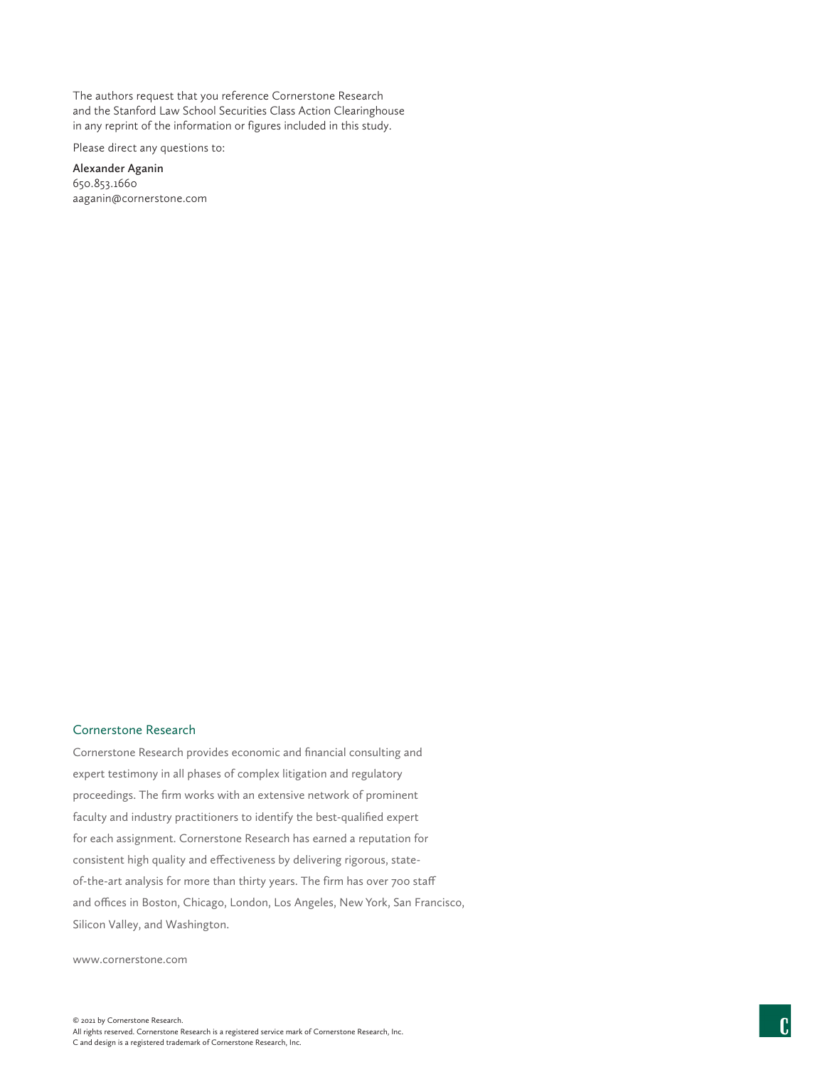The authors request that you reference Cornerstone Research and the Stanford Law School Securities Class Action Clearinghouse in any reprint of the information or figures included in this study.

Please direct any questions to:

**Alexander Aganin**
650.853.1660
aaganin@cornerstone.com

## Cornerstone Research

Cornerstone Research provides economic and financial consulting and expert testimony in all phases of complex litigation and regulatory proceedings. The firm works with an extensive network of prominent faculty and industry practitioners to identify the best-qualified expert for each assignment. Cornerstone Research has earned a reputation for consistent high quality and effectiveness by delivering rigorous, state-of-the-art analysis for more than thirty years. The firm has over 700 staff and offices in Boston, Chicago, London, Los Angeles, New York, San Francisco, Silicon Valley, and Washington.

www.cornerstone.com

© 2021 by Cornerstone Research.
All rights reserved. Cornerstone Research is a registered service mark of Cornerstone Research, Inc.
C and design is a registered trademark of Cornerstone Research, Inc.